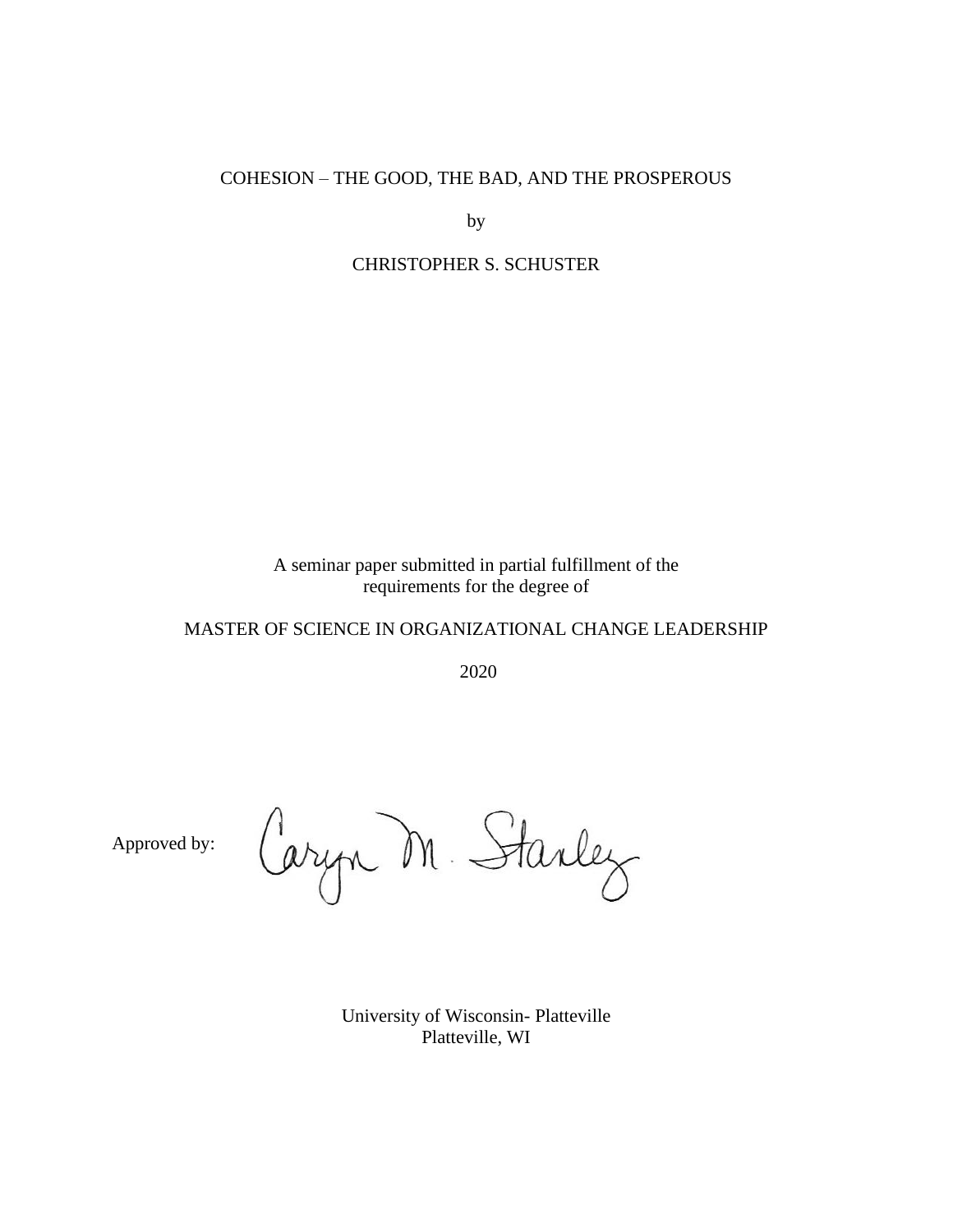# COHESION – THE GOOD, THE BAD, AND THE PROSPEROUS

by

CHRISTOPHER S. SCHUSTER

A seminar paper submitted in partial fulfillment of the requirements for the degree of

MASTER OF SCIENCE IN ORGANIZATIONAL CHANGE LEADERSHIP

2020

Approved by: Caryn M. Stanley

University of Wisconsin- Platteville
Platteville, WI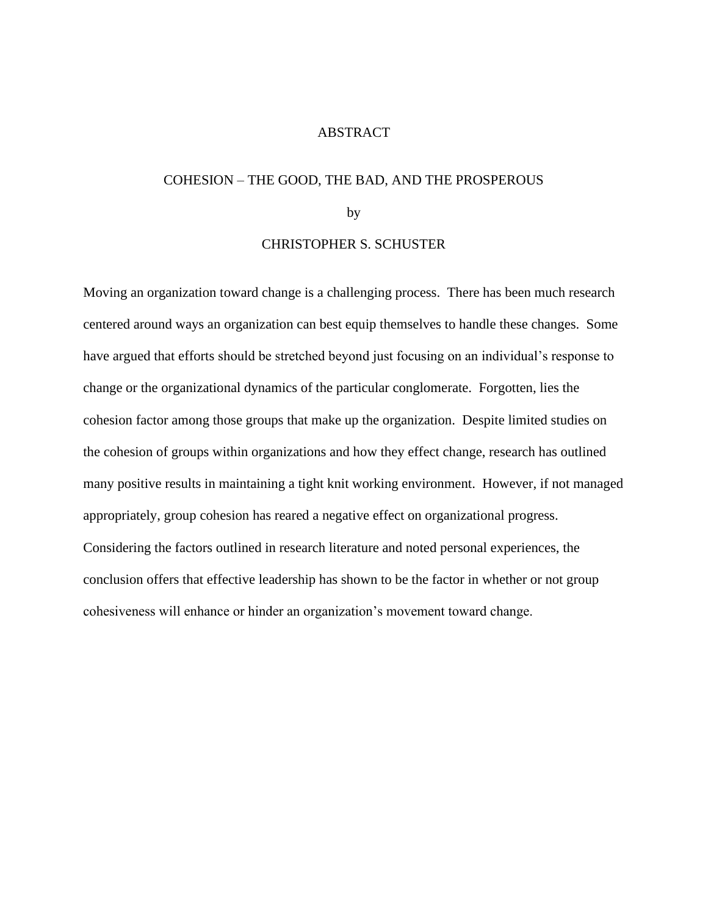# ABSTRACT

## COHESION – THE GOOD, THE BAD, AND THE PROSPEROUS

by

CHRISTOPHER S. SCHUSTER

Moving an organization toward change is a challenging process. There has been much research centered around ways an organization can best equip themselves to handle these changes. Some have argued that efforts should be stretched beyond just focusing on an individual's response to change or the organizational dynamics of the particular conglomerate. Forgotten, lies the cohesion factor among those groups that make up the organization. Despite limited studies on the cohesion of groups within organizations and how they effect change, research has outlined many positive results in maintaining a tight knit working environment. However, if not managed appropriately, group cohesion has reared a negative effect on organizational progress. Considering the factors outlined in research literature and noted personal experiences, the conclusion offers that effective leadership has shown to be the factor in whether or not group cohesiveness will enhance or hinder an organization's movement toward change.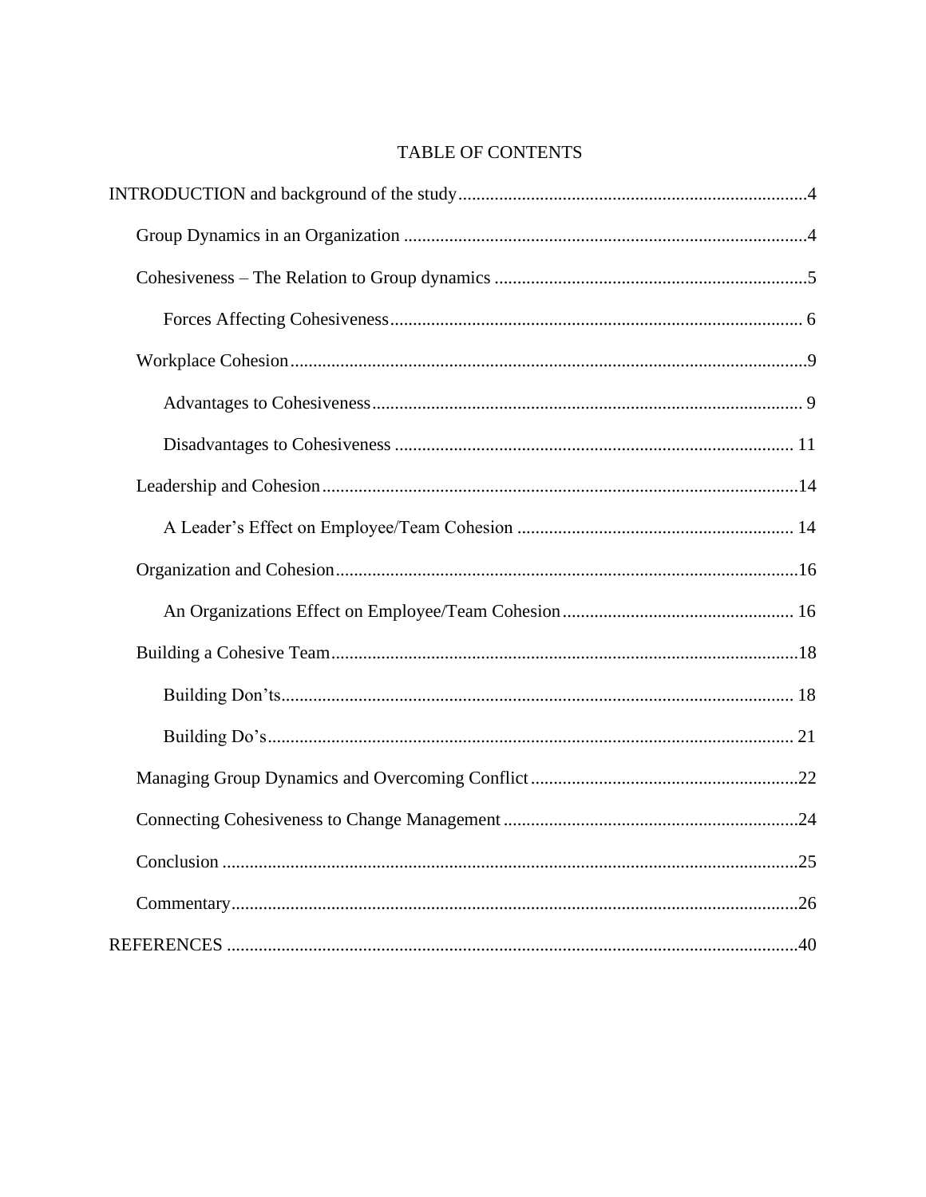# TABLE OF CONTENTS

INTRODUCTION and background of the study....................................................................4

- Group Dynamics in an Organization ........................................................................4
- Cohesiveness – The Relation to Group dynamics ....................................................5
  - Forces Affecting Cohesiveness........................................................................... 6
- Workplace Cohesion...................................................................................................9
  - Advantages to Cohesiveness.............................................................................. 9
  - Disadvantages to Cohesiveness ....................................................................... 11
- Leadership and Cohesion..........................................................................................14
  - A Leader's Effect on Employee/Team Cohesion ............................................ 14
- Organization and Cohesion.......................................................................................16
  - An Organizations Effect on Employee/Team Cohesion.................................. 16
- Building a Cohesive Team.........................................................................................18
  - Building Don'ts................................................................................................ 18
  - Building Do's.................................................................................................... 21
- Managing Group Dynamics and Overcoming Conflict...........................................22
- Connecting Cohesiveness to Change Management.................................................24
- Conclusion ...............................................................................................................25
- Commentary.............................................................................................................26

REFERENCES ..............................................................................................................40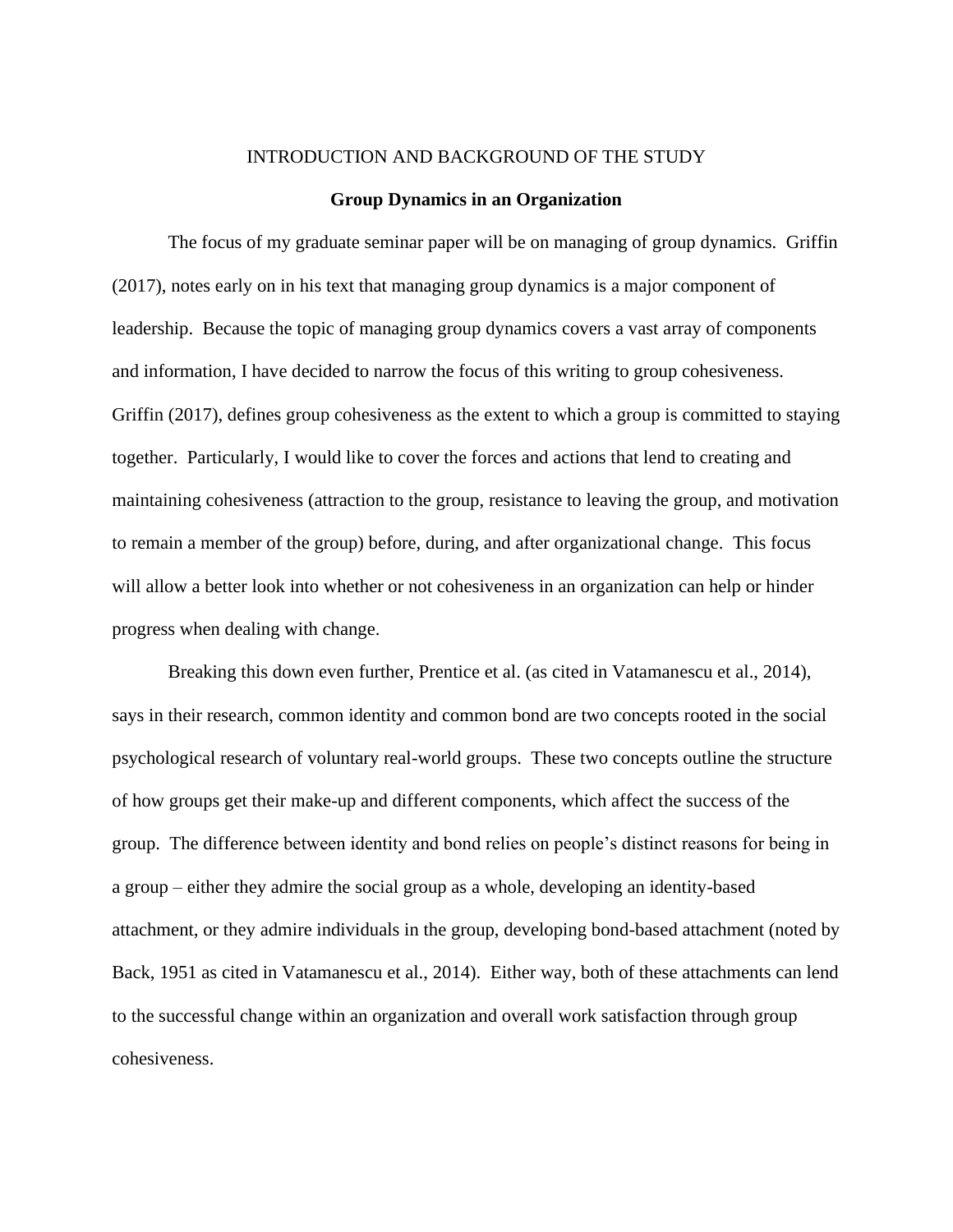# INTRODUCTION AND BACKGROUND OF THE STUDY

## Group Dynamics in an Organization

The focus of my graduate seminar paper will be on managing of group dynamics. Griffin (2017), notes early on in his text that managing group dynamics is a major component of leadership. Because the topic of managing group dynamics covers a vast array of components and information, I have decided to narrow the focus of this writing to group cohesiveness. Griffin (2017), defines group cohesiveness as the extent to which a group is committed to staying together. Particularly, I would like to cover the forces and actions that lend to creating and maintaining cohesiveness (attraction to the group, resistance to leaving the group, and motivation to remain a member of the group) before, during, and after organizational change. This focus will allow a better look into whether or not cohesiveness in an organization can help or hinder progress when dealing with change.

Breaking this down even further, Prentice et al. (as cited in Vatamanescu et al., 2014), says in their research, common identity and common bond are two concepts rooted in the social psychological research of voluntary real-world groups. These two concepts outline the structure of how groups get their make-up and different components, which affect the success of the group. The difference between identity and bond relies on people's distinct reasons for being in a group – either they admire the social group as a whole, developing an identity-based attachment, or they admire individuals in the group, developing bond-based attachment (noted by Back, 1951 as cited in Vatamanescu et al., 2014). Either way, both of these attachments can lend to the successful change within an organization and overall work satisfaction through group cohesiveness.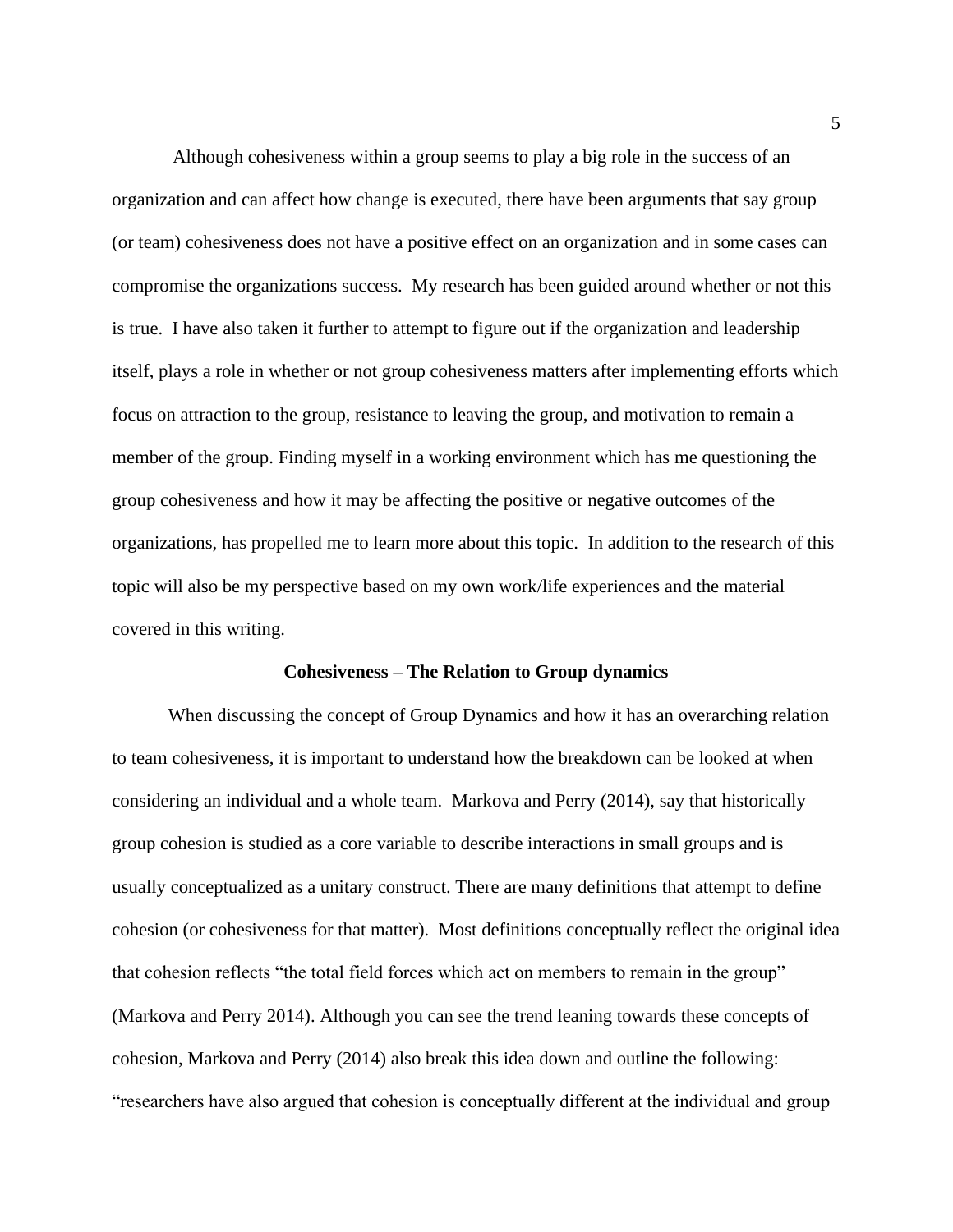Although cohesiveness within a group seems to play a big role in the success of an organization and can affect how change is executed, there have been arguments that say group (or team) cohesiveness does not have a positive effect on an organization and in some cases can compromise the organizations success. My research has been guided around whether or not this is true. I have also taken it further to attempt to figure out if the organization and leadership itself, plays a role in whether or not group cohesiveness matters after implementing efforts which focus on attraction to the group, resistance to leaving the group, and motivation to remain a member of the group. Finding myself in a working environment which has me questioning the group cohesiveness and how it may be affecting the positive or negative outcomes of the organizations, has propelled me to learn more about this topic. In addition to the research of this topic will also be my perspective based on my own work/life experiences and the material covered in this writing.

## Cohesiveness – The Relation to Group dynamics

When discussing the concept of Group Dynamics and how it has an overarching relation to team cohesiveness, it is important to understand how the breakdown can be looked at when considering an individual and a whole team. Markova and Perry (2014), say that historically group cohesion is studied as a core variable to describe interactions in small groups and is usually conceptualized as a unitary construct. There are many definitions that attempt to define cohesion (or cohesiveness for that matter). Most definitions conceptually reflect the original idea that cohesion reflects "the total field forces which act on members to remain in the group" (Markova and Perry 2014). Although you can see the trend leaning towards these concepts of cohesion, Markova and Perry (2014) also break this idea down and outline the following: "researchers have also argued that cohesion is conceptually different at the individual and group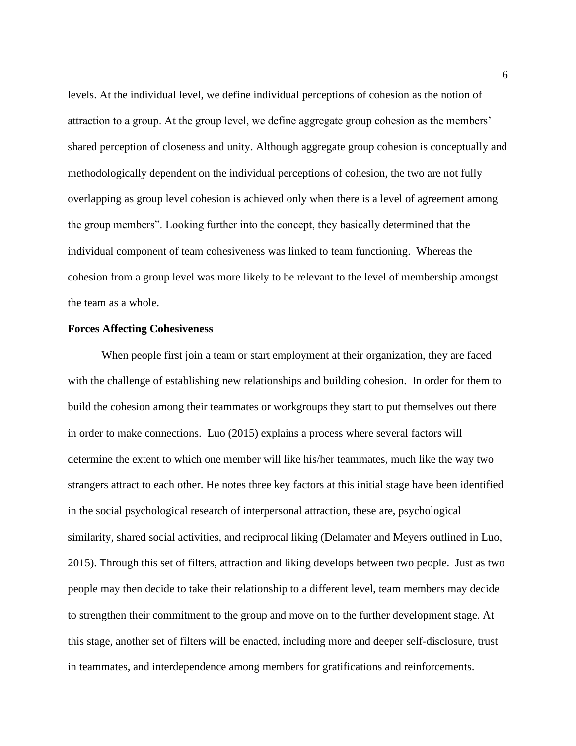levels. At the individual level, we define individual perceptions of cohesion as the notion of attraction to a group. At the group level, we define aggregate group cohesion as the members' shared perception of closeness and unity. Although aggregate group cohesion is conceptually and methodologically dependent on the individual perceptions of cohesion, the two are not fully overlapping as group level cohesion is achieved only when there is a level of agreement among the group members". Looking further into the concept, they basically determined that the individual component of team cohesiveness was linked to team functioning. Whereas the cohesion from a group level was more likely to be relevant to the level of membership amongst the team as a whole.

**Forces Affecting Cohesiveness**

When people first join a team or start employment at their organization, they are faced with the challenge of establishing new relationships and building cohesion. In order for them to build the cohesion among their teammates or workgroups they start to put themselves out there in order to make connections. Luo (2015) explains a process where several factors will determine the extent to which one member will like his/her teammates, much like the way two strangers attract to each other. He notes three key factors at this initial stage have been identified in the social psychological research of interpersonal attraction, these are, psychological similarity, shared social activities, and reciprocal liking (Delamater and Meyers outlined in Luo, 2015). Through this set of filters, attraction and liking develops between two people. Just as two people may then decide to take their relationship to a different level, team members may decide to strengthen their commitment to the group and move on to the further development stage. At this stage, another set of filters will be enacted, including more and deeper self-disclosure, trust in teammates, and interdependence among members for gratifications and reinforcements.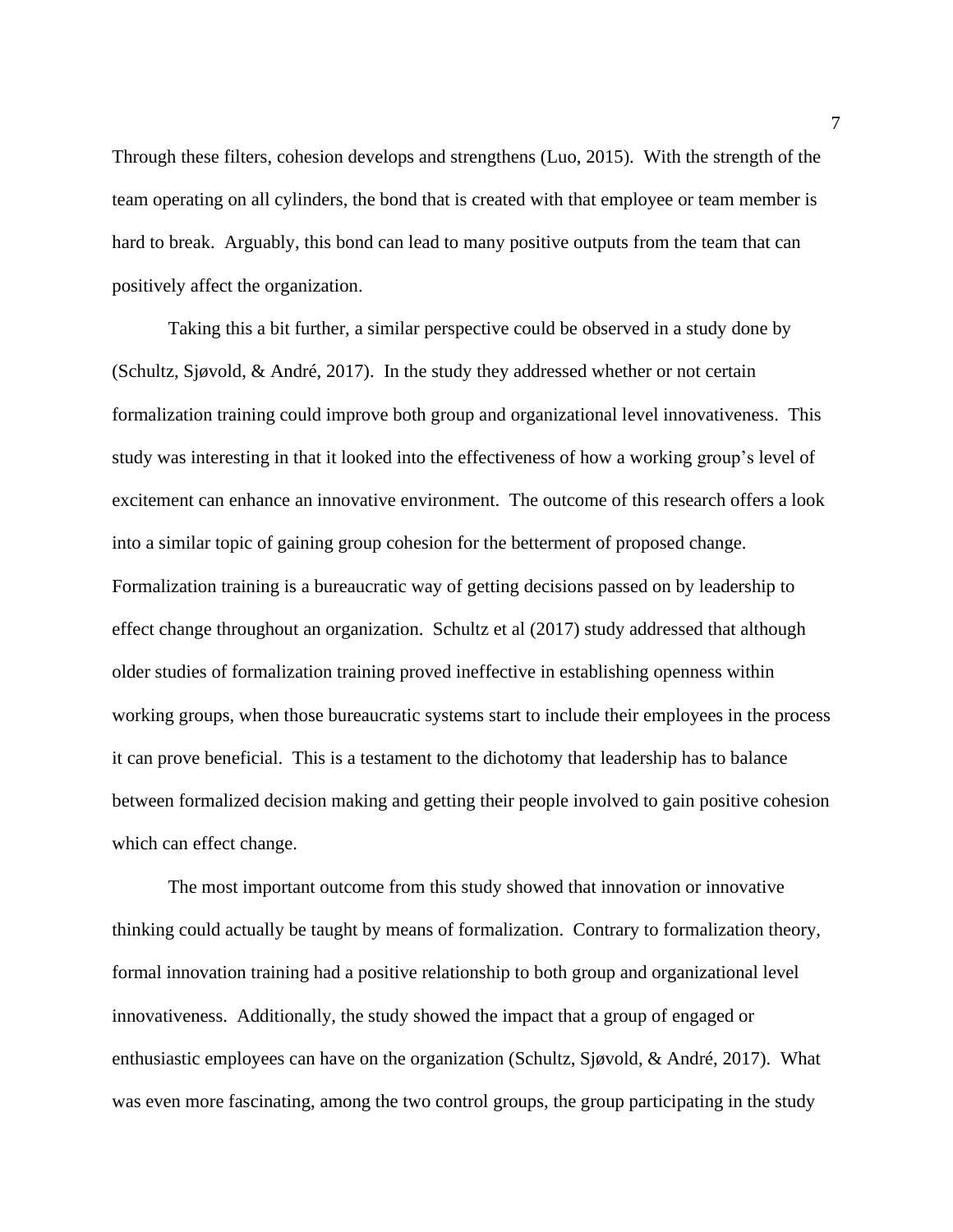Through these filters, cohesion develops and strengthens (Luo, 2015). With the strength of the team operating on all cylinders, the bond that is created with that employee or team member is hard to break. Arguably, this bond can lead to many positive outputs from the team that can positively affect the organization.

Taking this a bit further, a similar perspective could be observed in a study done by (Schultz, Sjøvold, & André, 2017). In the study they addressed whether or not certain formalization training could improve both group and organizational level innovativeness. This study was interesting in that it looked into the effectiveness of how a working group's level of excitement can enhance an innovative environment. The outcome of this research offers a look into a similar topic of gaining group cohesion for the betterment of proposed change. Formalization training is a bureaucratic way of getting decisions passed on by leadership to effect change throughout an organization. Schultz et al (2017) study addressed that although older studies of formalization training proved ineffective in establishing openness within working groups, when those bureaucratic systems start to include their employees in the process it can prove beneficial. This is a testament to the dichotomy that leadership has to balance between formalized decision making and getting their people involved to gain positive cohesion which can effect change.

The most important outcome from this study showed that innovation or innovative thinking could actually be taught by means of formalization. Contrary to formalization theory, formal innovation training had a positive relationship to both group and organizational level innovativeness. Additionally, the study showed the impact that a group of engaged or enthusiastic employees can have on the organization (Schultz, Sjøvold, & André, 2017). What was even more fascinating, among the two control groups, the group participating in the study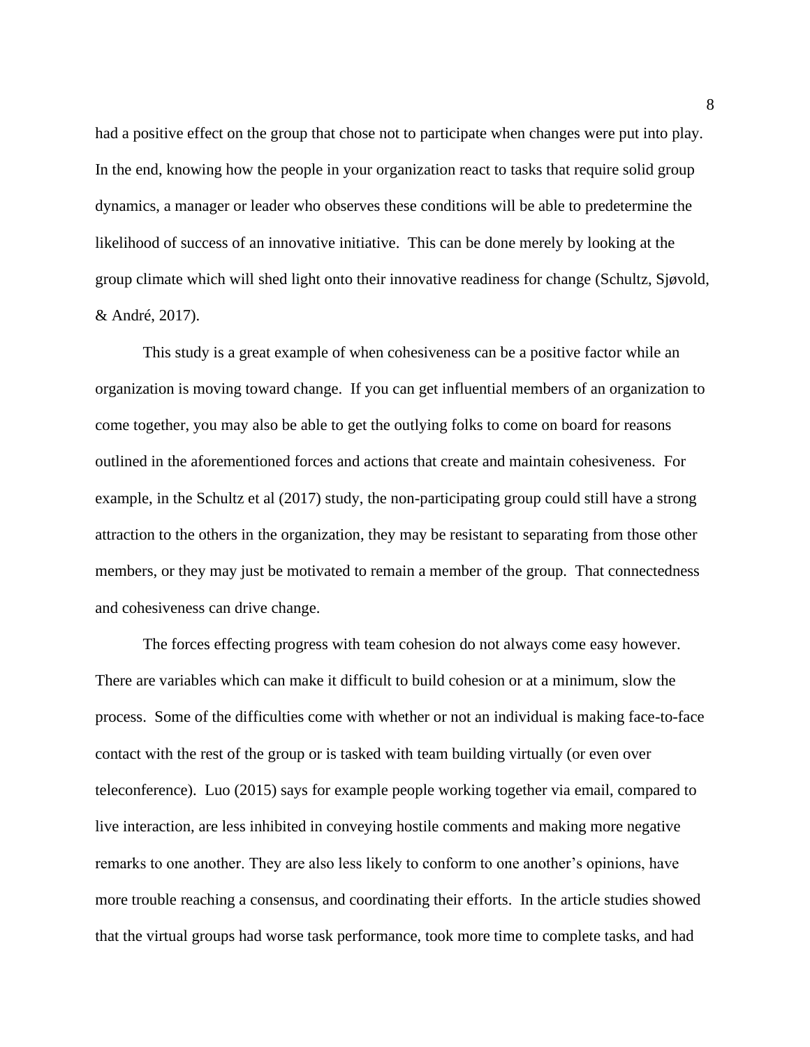had a positive effect on the group that chose not to participate when changes were put into play. In the end, knowing how the people in your organization react to tasks that require solid group dynamics, a manager or leader who observes these conditions will be able to predetermine the likelihood of success of an innovative initiative. This can be done merely by looking at the group climate which will shed light onto their innovative readiness for change (Schultz, Sjøvold, & André, 2017).

This study is a great example of when cohesiveness can be a positive factor while an organization is moving toward change. If you can get influential members of an organization to come together, you may also be able to get the outlying folks to come on board for reasons outlined in the aforementioned forces and actions that create and maintain cohesiveness. For example, in the Schultz et al (2017) study, the non-participating group could still have a strong attraction to the others in the organization, they may be resistant to separating from those other members, or they may just be motivated to remain a member of the group. That connectedness and cohesiveness can drive change.

The forces effecting progress with team cohesion do not always come easy however. There are variables which can make it difficult to build cohesion or at a minimum, slow the process. Some of the difficulties come with whether or not an individual is making face-to-face contact with the rest of the group or is tasked with team building virtually (or even over teleconference). Luo (2015) says for example people working together via email, compared to live interaction, are less inhibited in conveying hostile comments and making more negative remarks to one another. They are also less likely to conform to one another's opinions, have more trouble reaching a consensus, and coordinating their efforts. In the article studies showed that the virtual groups had worse task performance, took more time to complete tasks, and had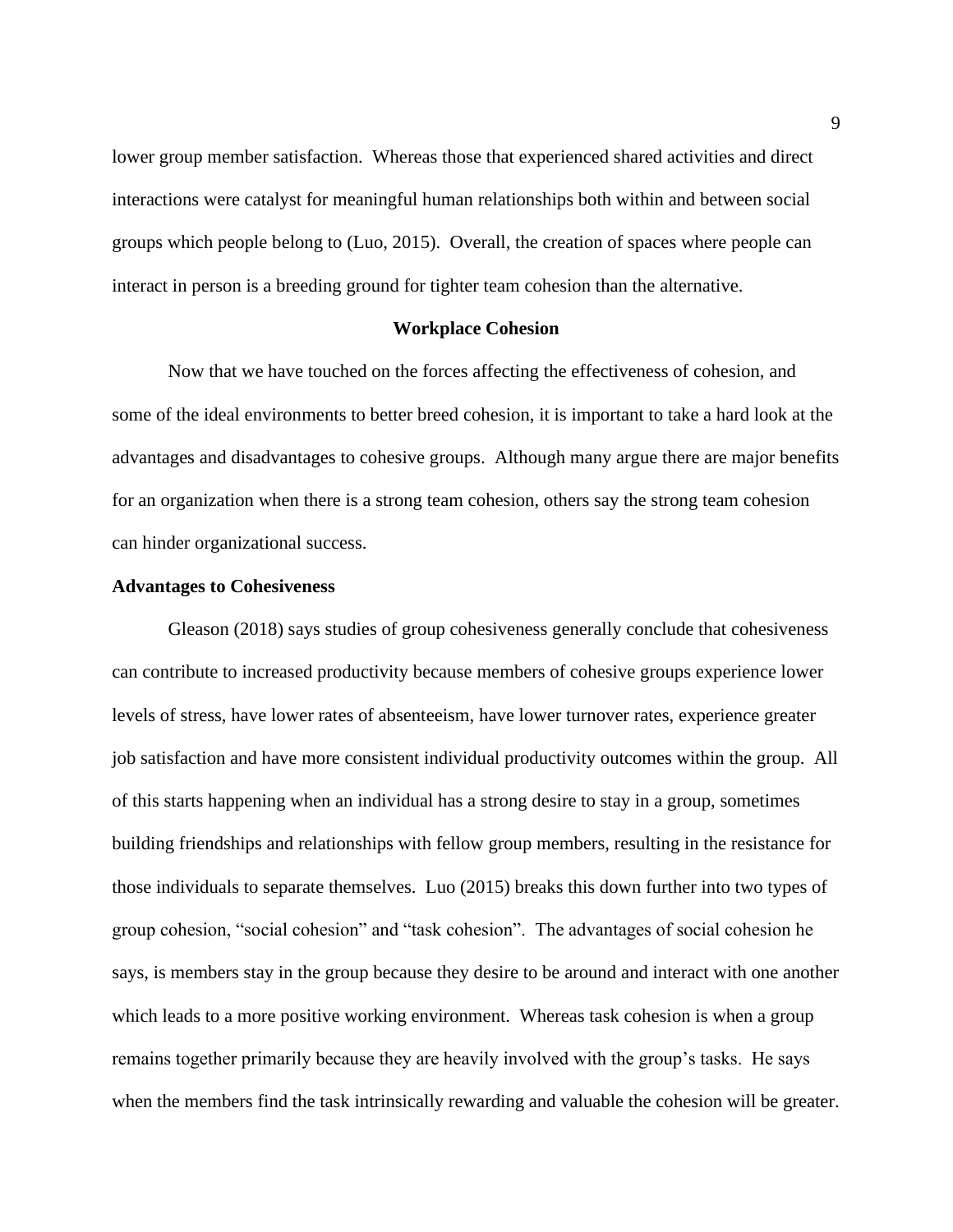lower group member satisfaction.  Whereas those that experienced shared activities and direct interactions were catalyst for meaningful human relationships both within and between social groups which people belong to (Luo, 2015).  Overall, the creation of spaces where people can interact in person is a breeding ground for tighter team cohesion than the alternative.

## Workplace Cohesion

Now that we have touched on the forces affecting the effectiveness of cohesion, and some of the ideal environments to better breed cohesion, it is important to take a hard look at the advantages and disadvantages to cohesive groups.  Although many argue there are major benefits for an organization when there is a strong team cohesion, others say the strong team cohesion can hinder organizational success.

### Advantages to Cohesiveness

Gleason (2018) says studies of group cohesiveness generally conclude that cohesiveness can contribute to increased productivity because members of cohesive groups experience lower levels of stress, have lower rates of absenteeism, have lower turnover rates, experience greater job satisfaction and have more consistent individual productivity outcomes within the group.  All of this starts happening when an individual has a strong desire to stay in a group, sometimes building friendships and relationships with fellow group members, resulting in the resistance for those individuals to separate themselves.  Luo (2015) breaks this down further into two types of group cohesion, "social cohesion" and "task cohesion".  The advantages of social cohesion he says, is members stay in the group because they desire to be around and interact with one another which leads to a more positive working environment.  Whereas task cohesion is when a group remains together primarily because they are heavily involved with the group's tasks.  He says when the members find the task intrinsically rewarding and valuable the cohesion will be greater.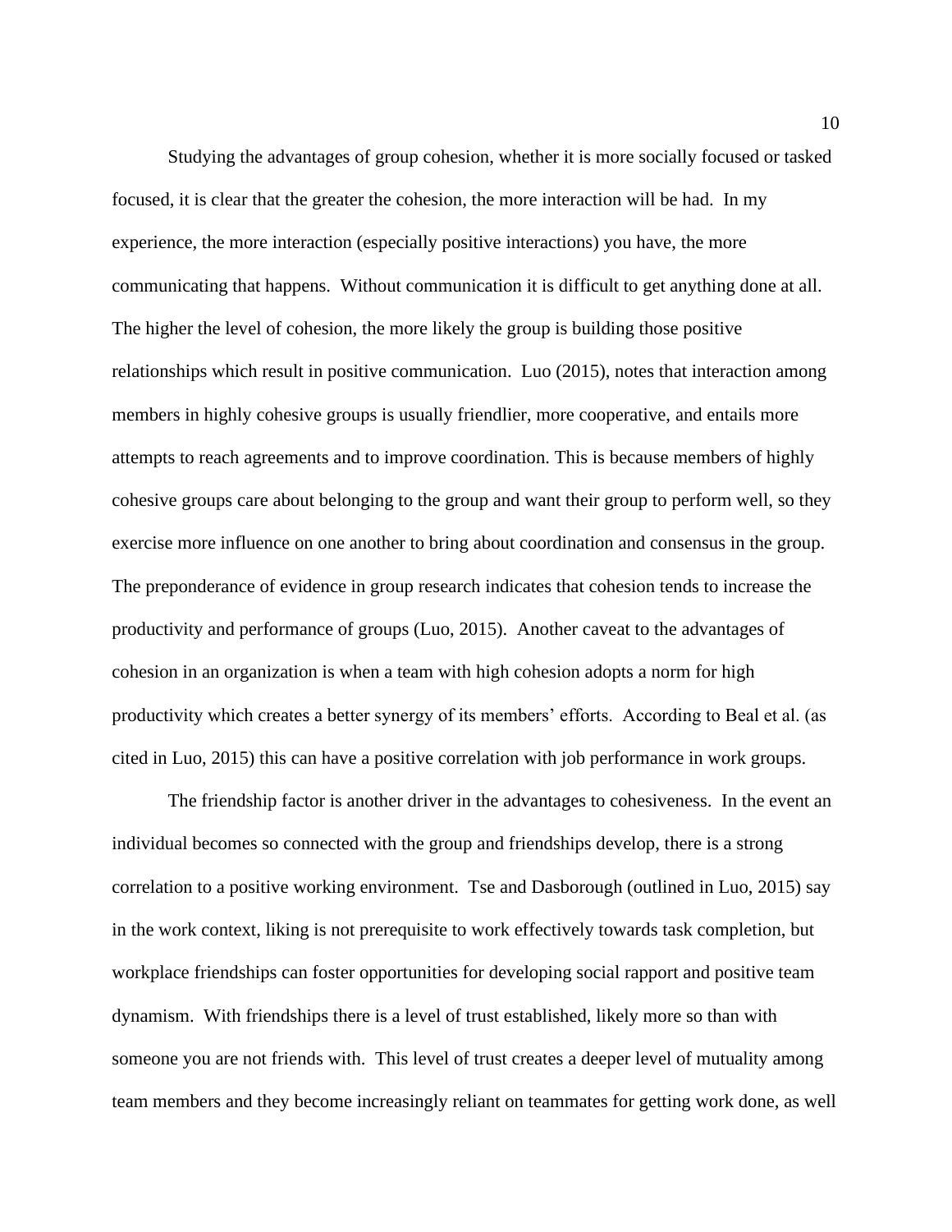Studying the advantages of group cohesion, whether it is more socially focused or tasked focused, it is clear that the greater the cohesion, the more interaction will be had. In my experience, the more interaction (especially positive interactions) you have, the more communicating that happens. Without communication it is difficult to get anything done at all. The higher the level of cohesion, the more likely the group is building those positive relationships which result in positive communication. Luo (2015), notes that interaction among members in highly cohesive groups is usually friendlier, more cooperative, and entails more attempts to reach agreements and to improve coordination. This is because members of highly cohesive groups care about belonging to the group and want their group to perform well, so they exercise more influence on one another to bring about coordination and consensus in the group. The preponderance of evidence in group research indicates that cohesion tends to increase the productivity and performance of groups (Luo, 2015). Another caveat to the advantages of cohesion in an organization is when a team with high cohesion adopts a norm for high productivity which creates a better synergy of its members' efforts. According to Beal et al. (as cited in Luo, 2015) this can have a positive correlation with job performance in work groups.

The friendship factor is another driver in the advantages to cohesiveness. In the event an individual becomes so connected with the group and friendships develop, there is a strong correlation to a positive working environment. Tse and Dasborough (outlined in Luo, 2015) say in the work context, liking is not prerequisite to work effectively towards task completion, but workplace friendships can foster opportunities for developing social rapport and positive team dynamism. With friendships there is a level of trust established, likely more so than with someone you are not friends with. This level of trust creates a deeper level of mutuality among team members and they become increasingly reliant on teammates for getting work done, as well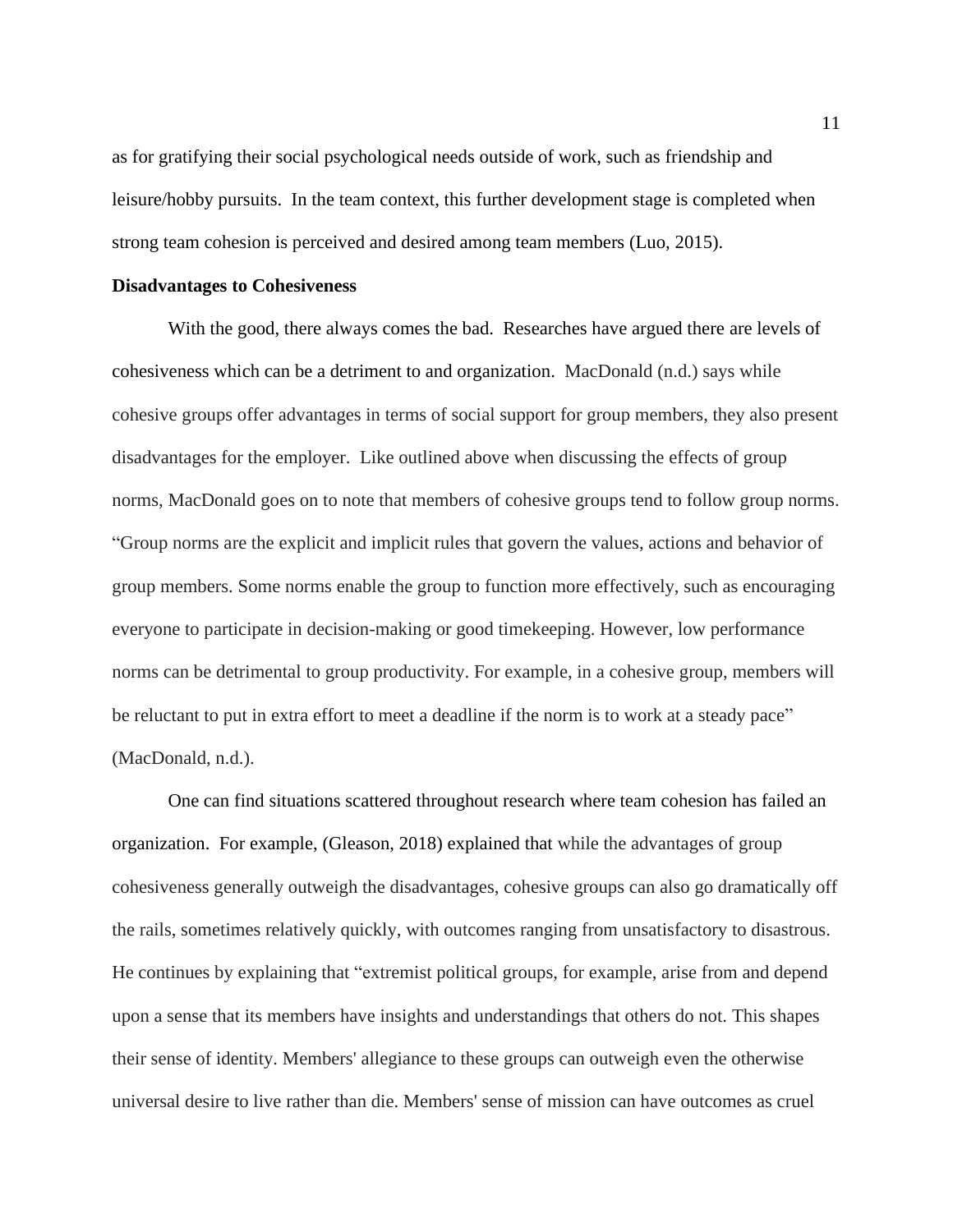as for gratifying their social psychological needs outside of work, such as friendship and leisure/hobby pursuits. In the team context, this further development stage is completed when strong team cohesion is perceived and desired among team members (Luo, 2015).

**Disadvantages to Cohesiveness**

With the good, there always comes the bad. Researches have argued there are levels of cohesiveness which can be a detriment to and organization. MacDonald (n.d.) says while cohesive groups offer advantages in terms of social support for group members, they also present disadvantages for the employer. Like outlined above when discussing the effects of group norms, MacDonald goes on to note that members of cohesive groups tend to follow group norms. "Group norms are the explicit and implicit rules that govern the values, actions and behavior of group members. Some norms enable the group to function more effectively, such as encouraging everyone to participate in decision-making or good timekeeping. However, low performance norms can be detrimental to group productivity. For example, in a cohesive group, members will be reluctant to put in extra effort to meet a deadline if the norm is to work at a steady pace" (MacDonald, n.d.).

One can find situations scattered throughout research where team cohesion has failed an organization. For example, (Gleason, 2018) explained that while the advantages of group cohesiveness generally outweigh the disadvantages, cohesive groups can also go dramatically off the rails, sometimes relatively quickly, with outcomes ranging from unsatisfactory to disastrous. He continues by explaining that "extremist political groups, for example, arise from and depend upon a sense that its members have insights and understandings that others do not. This shapes their sense of identity. Members' allegiance to these groups can outweigh even the otherwise universal desire to live rather than die. Members' sense of mission can have outcomes as cruel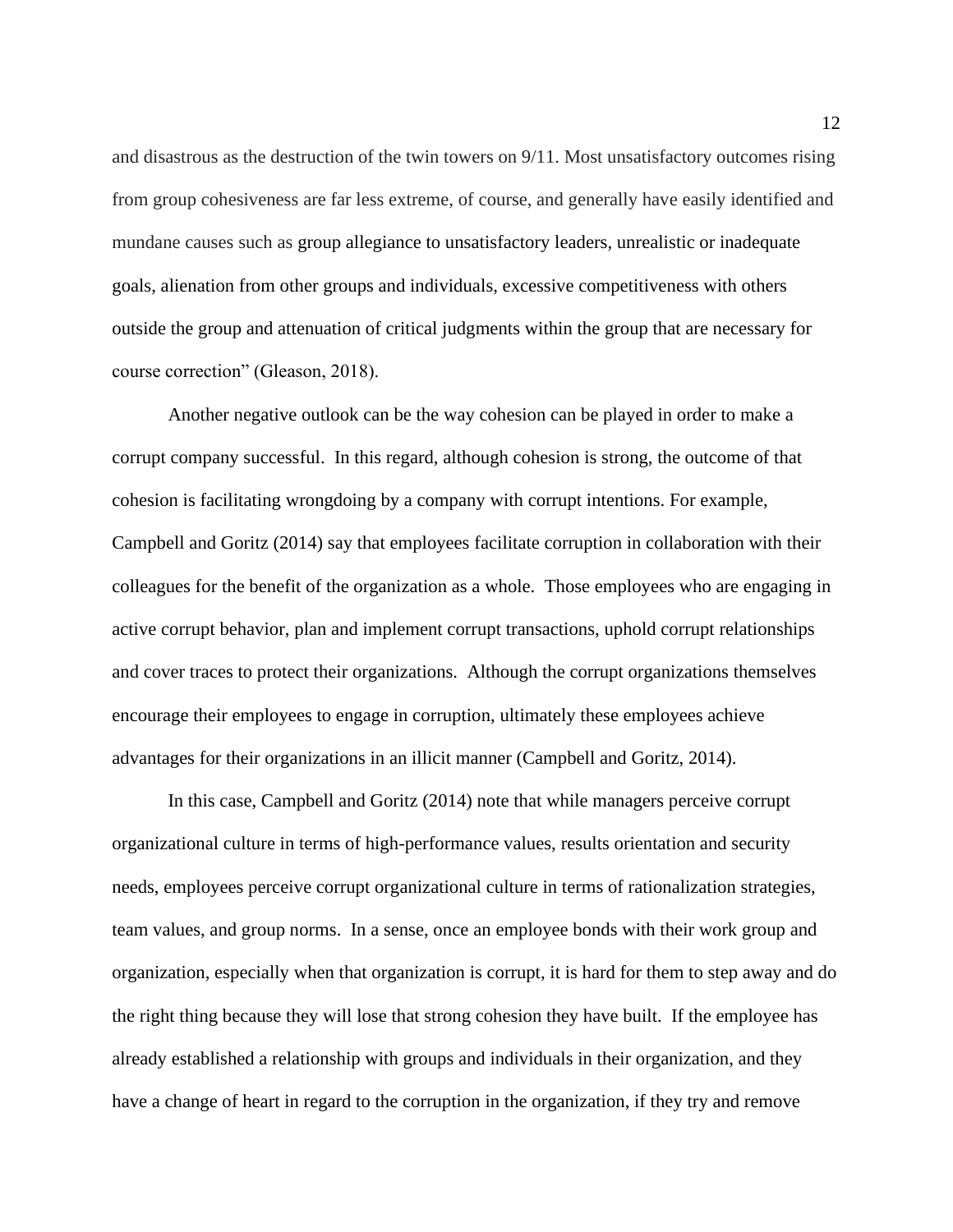and disastrous as the destruction of the twin towers on 9/11. Most unsatisfactory outcomes rising from group cohesiveness are far less extreme, of course, and generally have easily identified and mundane causes such as group allegiance to unsatisfactory leaders, unrealistic or inadequate goals, alienation from other groups and individuals, excessive competitiveness with others outside the group and attenuation of critical judgments within the group that are necessary for course correction" (Gleason, 2018).

Another negative outlook can be the way cohesion can be played in order to make a corrupt company successful. In this regard, although cohesion is strong, the outcome of that cohesion is facilitating wrongdoing by a company with corrupt intentions. For example, Campbell and Goritz (2014) say that employees facilitate corruption in collaboration with their colleagues for the benefit of the organization as a whole. Those employees who are engaging in active corrupt behavior, plan and implement corrupt transactions, uphold corrupt relationships and cover traces to protect their organizations. Although the corrupt organizations themselves encourage their employees to engage in corruption, ultimately these employees achieve advantages for their organizations in an illicit manner (Campbell and Goritz, 2014).

In this case, Campbell and Goritz (2014) note that while managers perceive corrupt organizational culture in terms of high-performance values, results orientation and security needs, employees perceive corrupt organizational culture in terms of rationalization strategies, team values, and group norms. In a sense, once an employee bonds with their work group and organization, especially when that organization is corrupt, it is hard for them to step away and do the right thing because they will lose that strong cohesion they have built. If the employee has already established a relationship with groups and individuals in their organization, and they have a change of heart in regard to the corruption in the organization, if they try and remove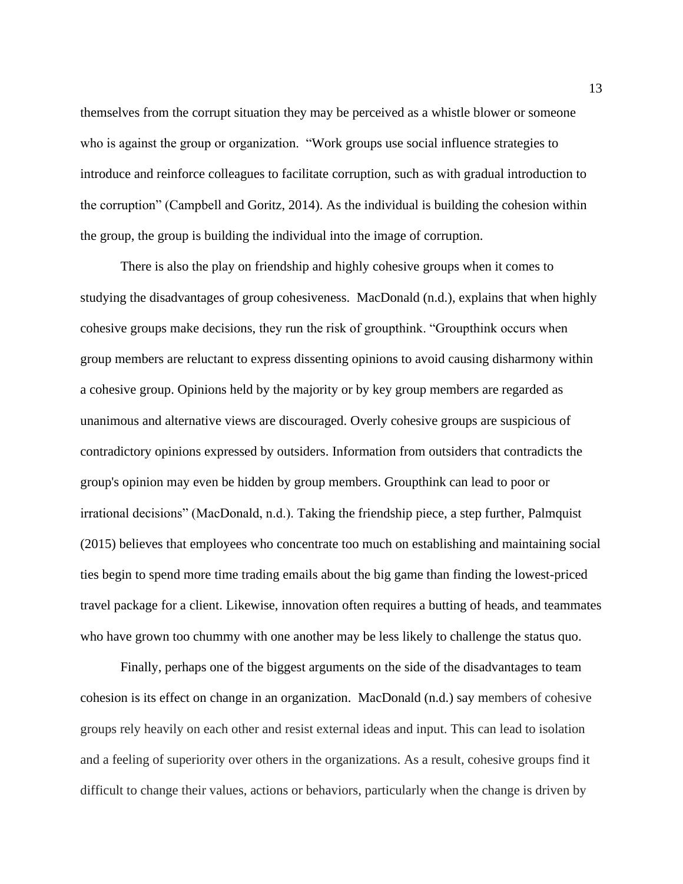themselves from the corrupt situation they may be perceived as a whistle blower or someone who is against the group or organization. "Work groups use social influence strategies to introduce and reinforce colleagues to facilitate corruption, such as with gradual introduction to the corruption" (Campbell and Goritz, 2014). As the individual is building the cohesion within the group, the group is building the individual into the image of corruption.

There is also the play on friendship and highly cohesive groups when it comes to studying the disadvantages of group cohesiveness. MacDonald (n.d.), explains that when highly cohesive groups make decisions, they run the risk of groupthink. "Groupthink occurs when group members are reluctant to express dissenting opinions to avoid causing disharmony within a cohesive group. Opinions held by the majority or by key group members are regarded as unanimous and alternative views are discouraged. Overly cohesive groups are suspicious of contradictory opinions expressed by outsiders. Information from outsiders that contradicts the group's opinion may even be hidden by group members. Groupthink can lead to poor or irrational decisions" (MacDonald, n.d.). Taking the friendship piece, a step further, Palmquist (2015) believes that employees who concentrate too much on establishing and maintaining social ties begin to spend more time trading emails about the big game than finding the lowest-priced travel package for a client. Likewise, innovation often requires a butting of heads, and teammates who have grown too chummy with one another may be less likely to challenge the status quo.

Finally, perhaps one of the biggest arguments on the side of the disadvantages to team cohesion is its effect on change in an organization. MacDonald (n.d.) say members of cohesive groups rely heavily on each other and resist external ideas and input. This can lead to isolation and a feeling of superiority over others in the organizations. As a result, cohesive groups find it difficult to change their values, actions or behaviors, particularly when the change is driven by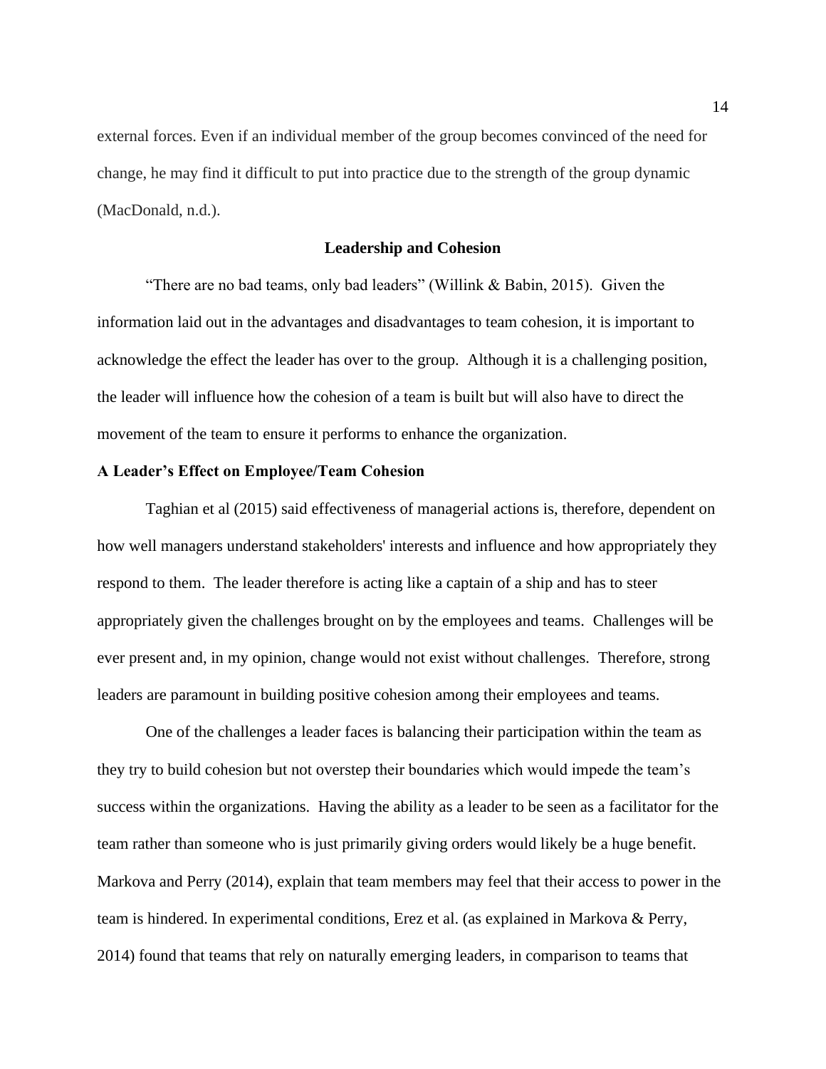external forces. Even if an individual member of the group becomes convinced of the need for change, he may find it difficult to put into practice due to the strength of the group dynamic (MacDonald, n.d.).

## Leadership and Cohesion

"There are no bad teams, only bad leaders" (Willink & Babin, 2015). Given the information laid out in the advantages and disadvantages to team cohesion, it is important to acknowledge the effect the leader has over to the group. Although it is a challenging position, the leader will influence how the cohesion of a team is built but will also have to direct the movement of the team to ensure it performs to enhance the organization.

### A Leader's Effect on Employee/Team Cohesion

Taghian et al (2015) said effectiveness of managerial actions is, therefore, dependent on how well managers understand stakeholders' interests and influence and how appropriately they respond to them. The leader therefore is acting like a captain of a ship and has to steer appropriately given the challenges brought on by the employees and teams. Challenges will be ever present and, in my opinion, change would not exist without challenges. Therefore, strong leaders are paramount in building positive cohesion among their employees and teams.

One of the challenges a leader faces is balancing their participation within the team as they try to build cohesion but not overstep their boundaries which would impede the team's success within the organizations. Having the ability as a leader to be seen as a facilitator for the team rather than someone who is just primarily giving orders would likely be a huge benefit. Markova and Perry (2014), explain that team members may feel that their access to power in the team is hindered. In experimental conditions, Erez et al. (as explained in Markova & Perry, 2014) found that teams that rely on naturally emerging leaders, in comparison to teams that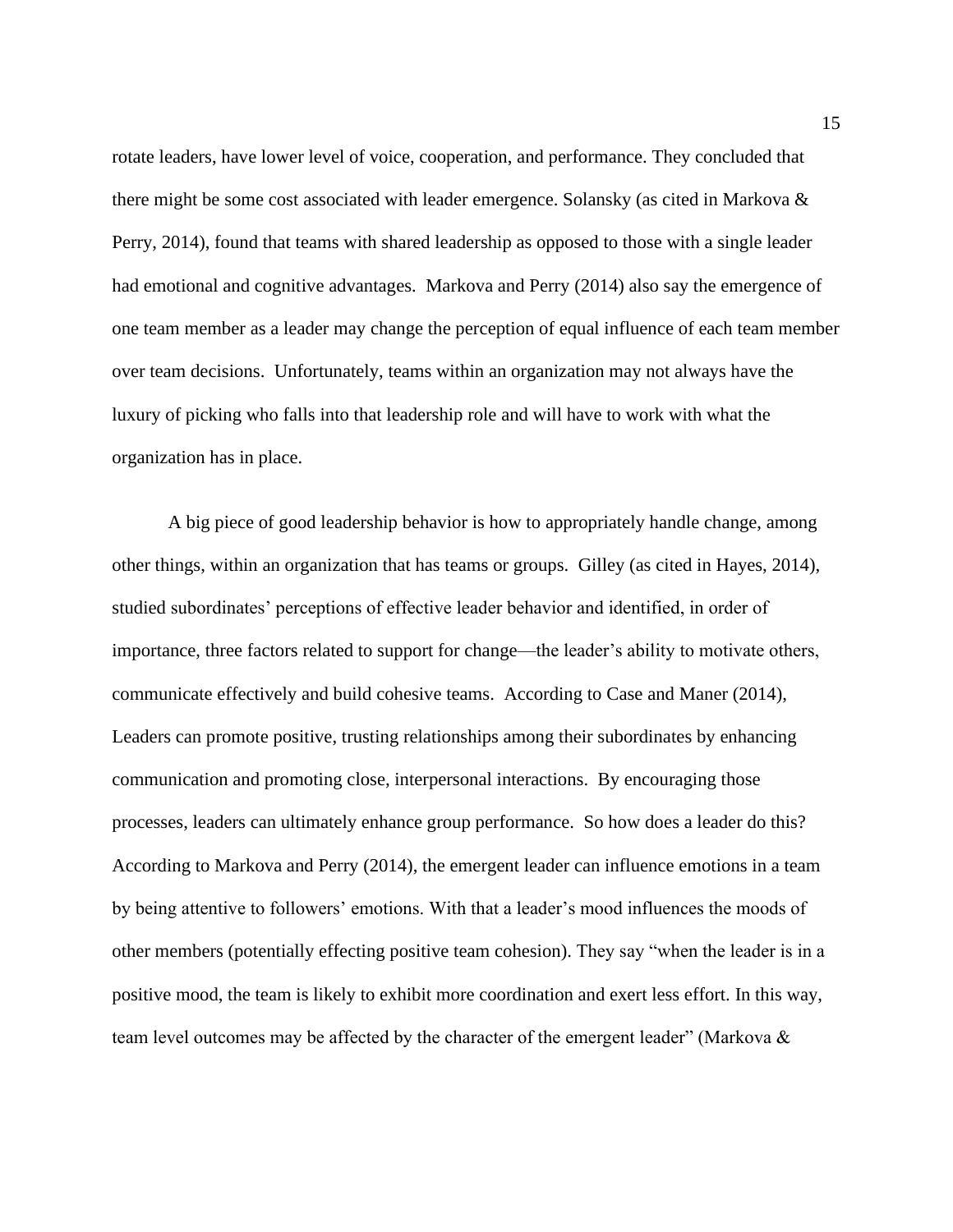rotate leaders, have lower level of voice, cooperation, and performance. They concluded that there might be some cost associated with leader emergence. Solansky (as cited in Markova & Perry, 2014), found that teams with shared leadership as opposed to those with a single leader had emotional and cognitive advantages. Markova and Perry (2014) also say the emergence of one team member as a leader may change the perception of equal influence of each team member over team decisions. Unfortunately, teams within an organization may not always have the luxury of picking who falls into that leadership role and will have to work with what the organization has in place.

A big piece of good leadership behavior is how to appropriately handle change, among other things, within an organization that has teams or groups. Gilley (as cited in Hayes, 2014), studied subordinates' perceptions of effective leader behavior and identified, in order of importance, three factors related to support for change—the leader's ability to motivate others, communicate effectively and build cohesive teams. According to Case and Maner (2014), Leaders can promote positive, trusting relationships among their subordinates by enhancing communication and promoting close, interpersonal interactions. By encouraging those processes, leaders can ultimately enhance group performance. So how does a leader do this? According to Markova and Perry (2014), the emergent leader can influence emotions in a team by being attentive to followers' emotions. With that a leader's mood influences the moods of other members (potentially effecting positive team cohesion). They say "when the leader is in a positive mood, the team is likely to exhibit more coordination and exert less effort. In this way, team level outcomes may be affected by the character of the emergent leader" (Markova &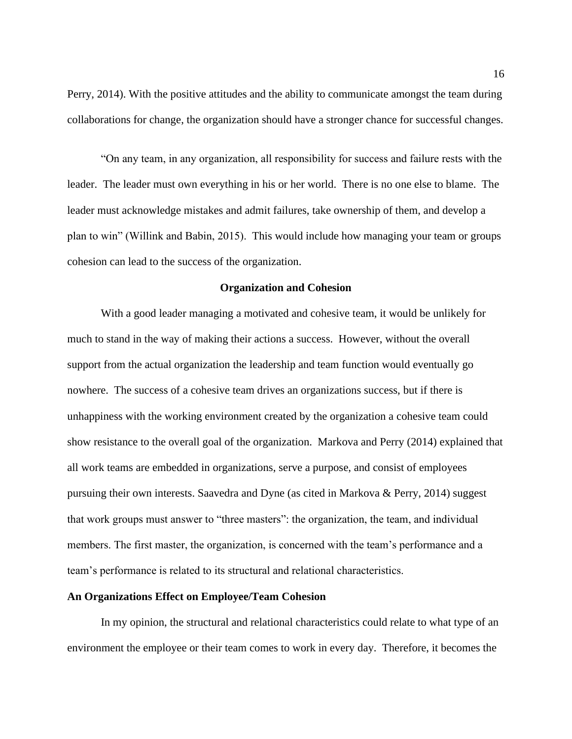Perry, 2014). With the positive attitudes and the ability to communicate amongst the team during collaborations for change, the organization should have a stronger chance for successful changes.

"On any team, in any organization, all responsibility for success and failure rests with the leader. The leader must own everything in his or her world. There is no one else to blame. The leader must acknowledge mistakes and admit failures, take ownership of them, and develop a plan to win" (Willink and Babin, 2015). This would include how managing your team or groups cohesion can lead to the success of the organization.

## Organization and Cohesion

With a good leader managing a motivated and cohesive team, it would be unlikely for much to stand in the way of making their actions a success. However, without the overall support from the actual organization the leadership and team function would eventually go nowhere. The success of a cohesive team drives an organizations success, but if there is unhappiness with the working environment created by the organization a cohesive team could show resistance to the overall goal of the organization. Markova and Perry (2014) explained that all work teams are embedded in organizations, serve a purpose, and consist of employees pursuing their own interests. Saavedra and Dyne (as cited in Markova & Perry, 2014) suggest that work groups must answer to "three masters": the organization, the team, and individual members. The first master, the organization, is concerned with the team's performance and a team's performance is related to its structural and relational characteristics.

### An Organizations Effect on Employee/Team Cohesion

In my opinion, the structural and relational characteristics could relate to what type of an environment the employee or their team comes to work in every day. Therefore, it becomes the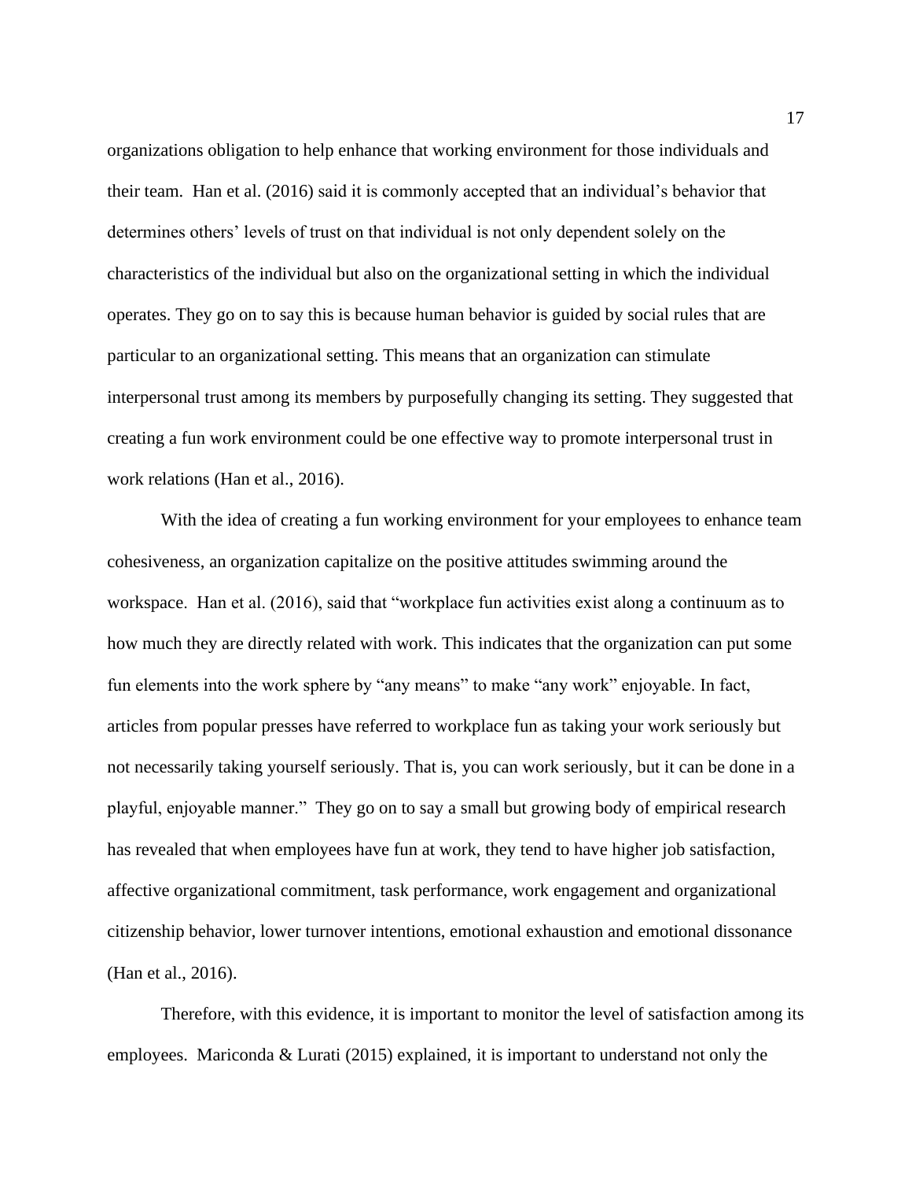organizations obligation to help enhance that working environment for those individuals and their team. Han et al. (2016) said it is commonly accepted that an individual's behavior that determines others' levels of trust on that individual is not only dependent solely on the characteristics of the individual but also on the organizational setting in which the individual operates. They go on to say this is because human behavior is guided by social rules that are particular to an organizational setting. This means that an organization can stimulate interpersonal trust among its members by purposefully changing its setting. They suggested that creating a fun work environment could be one effective way to promote interpersonal trust in work relations (Han et al., 2016).

With the idea of creating a fun working environment for your employees to enhance team cohesiveness, an organization capitalize on the positive attitudes swimming around the workspace. Han et al. (2016), said that "workplace fun activities exist along a continuum as to how much they are directly related with work. This indicates that the organization can put some fun elements into the work sphere by "any means" to make "any work" enjoyable. In fact, articles from popular presses have referred to workplace fun as taking your work seriously but not necessarily taking yourself seriously. That is, you can work seriously, but it can be done in a playful, enjoyable manner." They go on to say a small but growing body of empirical research has revealed that when employees have fun at work, they tend to have higher job satisfaction, affective organizational commitment, task performance, work engagement and organizational citizenship behavior, lower turnover intentions, emotional exhaustion and emotional dissonance (Han et al., 2016).

Therefore, with this evidence, it is important to monitor the level of satisfaction among its employees. Mariconda & Lurati (2015) explained, it is important to understand not only the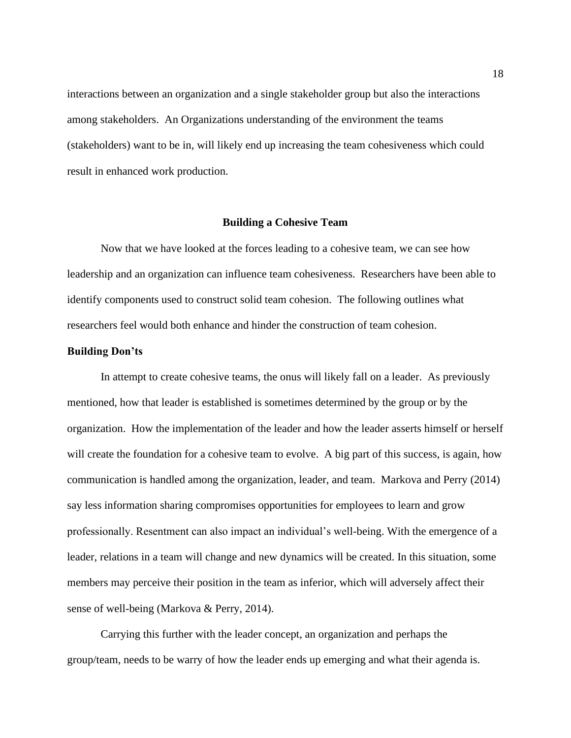interactions between an organization and a single stakeholder group but also the interactions among stakeholders. An Organizations understanding of the environment the teams (stakeholders) want to be in, will likely end up increasing the team cohesiveness which could result in enhanced work production.

## Building a Cohesive Team

Now that we have looked at the forces leading to a cohesive team, we can see how leadership and an organization can influence team cohesiveness. Researchers have been able to identify components used to construct solid team cohesion. The following outlines what researchers feel would both enhance and hinder the construction of team cohesion.

### Building Don'ts

In attempt to create cohesive teams, the onus will likely fall on a leader. As previously mentioned, how that leader is established is sometimes determined by the group or by the organization. How the implementation of the leader and how the leader asserts himself or herself will create the foundation for a cohesive team to evolve. A big part of this success, is again, how communication is handled among the organization, leader, and team. Markova and Perry (2014) say less information sharing compromises opportunities for employees to learn and grow professionally. Resentment can also impact an individual's well-being. With the emergence of a leader, relations in a team will change and new dynamics will be created. In this situation, some members may perceive their position in the team as inferior, which will adversely affect their sense of well-being (Markova & Perry, 2014).

Carrying this further with the leader concept, an organization and perhaps the group/team, needs to be warry of how the leader ends up emerging and what their agenda is.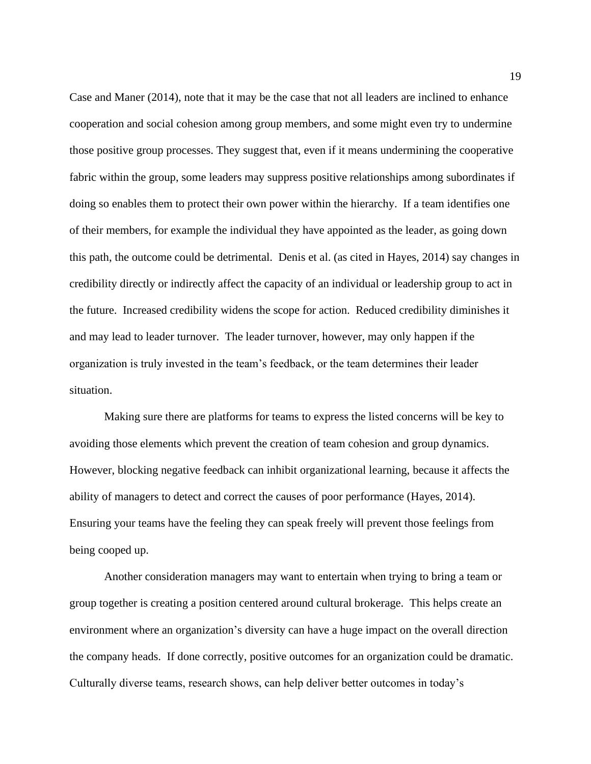Case and Maner (2014), note that it may be the case that not all leaders are inclined to enhance cooperation and social cohesion among group members, and some might even try to undermine those positive group processes. They suggest that, even if it means undermining the cooperative fabric within the group, some leaders may suppress positive relationships among subordinates if doing so enables them to protect their own power within the hierarchy. If a team identifies one of their members, for example the individual they have appointed as the leader, as going down this path, the outcome could be detrimental. Denis et al. (as cited in Hayes, 2014) say changes in credibility directly or indirectly affect the capacity of an individual or leadership group to act in the future. Increased credibility widens the scope for action. Reduced credibility diminishes it and may lead to leader turnover. The leader turnover, however, may only happen if the organization is truly invested in the team's feedback, or the team determines their leader situation.

Making sure there are platforms for teams to express the listed concerns will be key to avoiding those elements which prevent the creation of team cohesion and group dynamics. However, blocking negative feedback can inhibit organizational learning, because it affects the ability of managers to detect and correct the causes of poor performance (Hayes, 2014). Ensuring your teams have the feeling they can speak freely will prevent those feelings from being cooped up.

Another consideration managers may want to entertain when trying to bring a team or group together is creating a position centered around cultural brokerage. This helps create an environment where an organization's diversity can have a huge impact on the overall direction the company heads. If done correctly, positive outcomes for an organization could be dramatic. Culturally diverse teams, research shows, can help deliver better outcomes in today's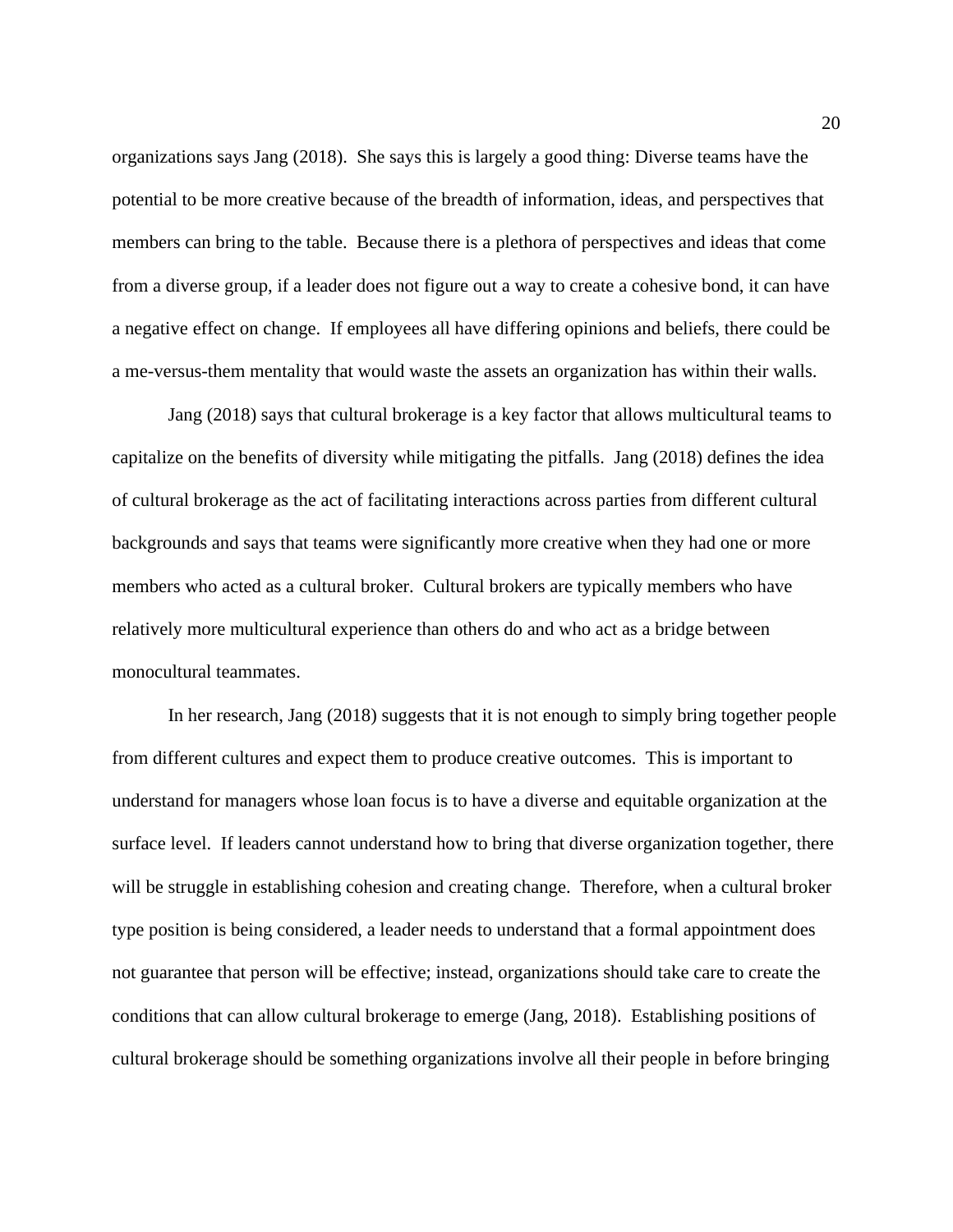organizations says Jang (2018). She says this is largely a good thing: Diverse teams have the potential to be more creative because of the breadth of information, ideas, and perspectives that members can bring to the table. Because there is a plethora of perspectives and ideas that come from a diverse group, if a leader does not figure out a way to create a cohesive bond, it can have a negative effect on change. If employees all have differing opinions and beliefs, there could be a me-versus-them mentality that would waste the assets an organization has within their walls.

Jang (2018) says that cultural brokerage is a key factor that allows multicultural teams to capitalize on the benefits of diversity while mitigating the pitfalls. Jang (2018) defines the idea of cultural brokerage as the act of facilitating interactions across parties from different cultural backgrounds and says that teams were significantly more creative when they had one or more members who acted as a cultural broker. Cultural brokers are typically members who have relatively more multicultural experience than others do and who act as a bridge between monocultural teammates.

In her research, Jang (2018) suggests that it is not enough to simply bring together people from different cultures and expect them to produce creative outcomes. This is important to understand for managers whose loan focus is to have a diverse and equitable organization at the surface level. If leaders cannot understand how to bring that diverse organization together, there will be struggle in establishing cohesion and creating change. Therefore, when a cultural broker type position is being considered, a leader needs to understand that a formal appointment does not guarantee that person will be effective; instead, organizations should take care to create the conditions that can allow cultural brokerage to emerge (Jang, 2018). Establishing positions of cultural brokerage should be something organizations involve all their people in before bringing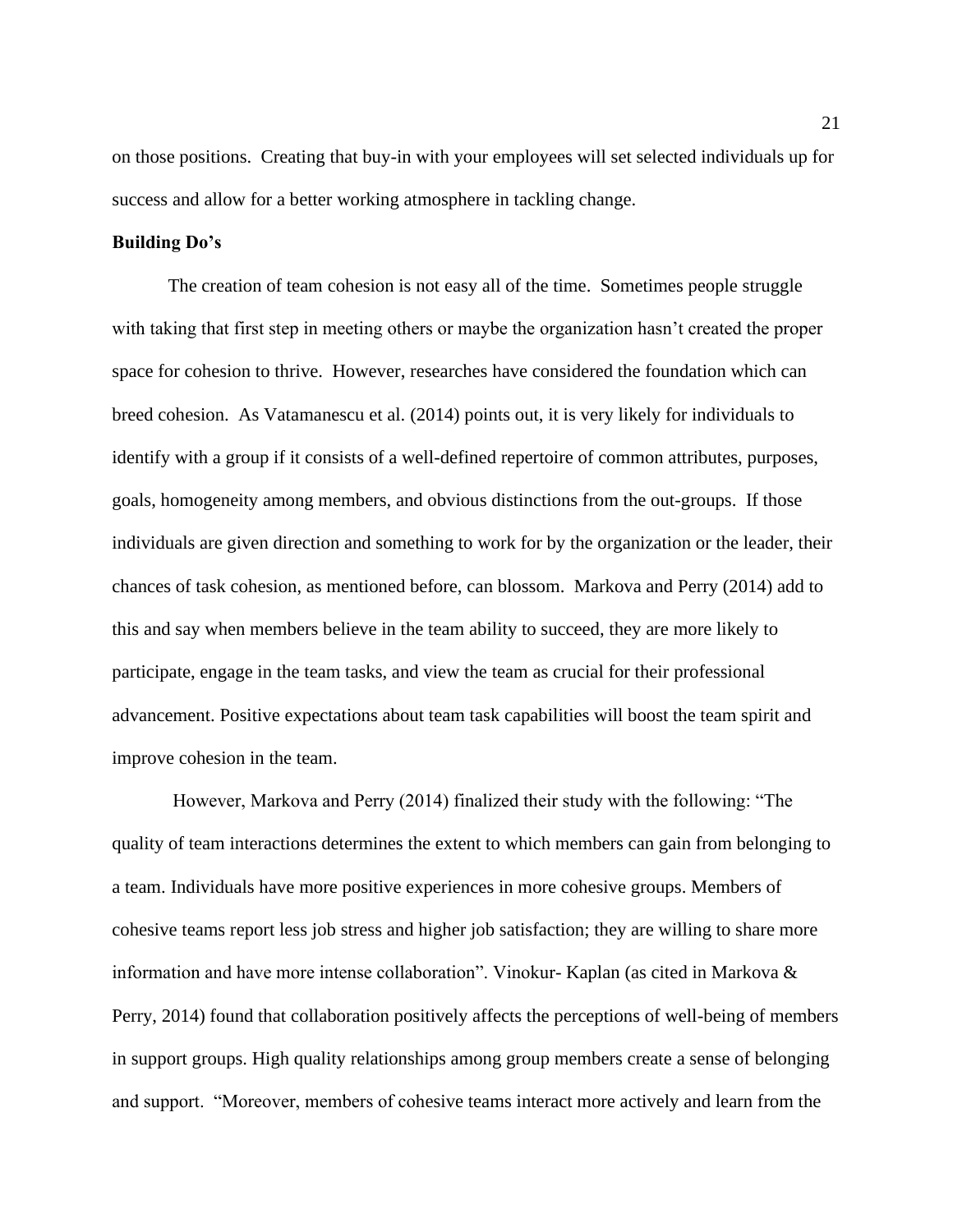on those positions. Creating that buy-in with your employees will set selected individuals up for success and allow for a better working atmosphere in tackling change.

**Building Do's**

The creation of team cohesion is not easy all of the time. Sometimes people struggle with taking that first step in meeting others or maybe the organization hasn't created the proper space for cohesion to thrive. However, researches have considered the foundation which can breed cohesion. As Vatamanescu et al. (2014) points out, it is very likely for individuals to identify with a group if it consists of a well-defined repertoire of common attributes, purposes, goals, homogeneity among members, and obvious distinctions from the out-groups. If those individuals are given direction and something to work for by the organization or the leader, their chances of task cohesion, as mentioned before, can blossom. Markova and Perry (2014) add to this and say when members believe in the team ability to succeed, they are more likely to participate, engage in the team tasks, and view the team as crucial for their professional advancement. Positive expectations about team task capabilities will boost the team spirit and improve cohesion in the team.

However, Markova and Perry (2014) finalized their study with the following: "The quality of team interactions determines the extent to which members can gain from belonging to a team. Individuals have more positive experiences in more cohesive groups. Members of cohesive teams report less job stress and higher job satisfaction; they are willing to share more information and have more intense collaboration". Vinokur- Kaplan (as cited in Markova & Perry, 2014) found that collaboration positively affects the perceptions of well-being of members in support groups. High quality relationships among group members create a sense of belonging and support. "Moreover, members of cohesive teams interact more actively and learn from the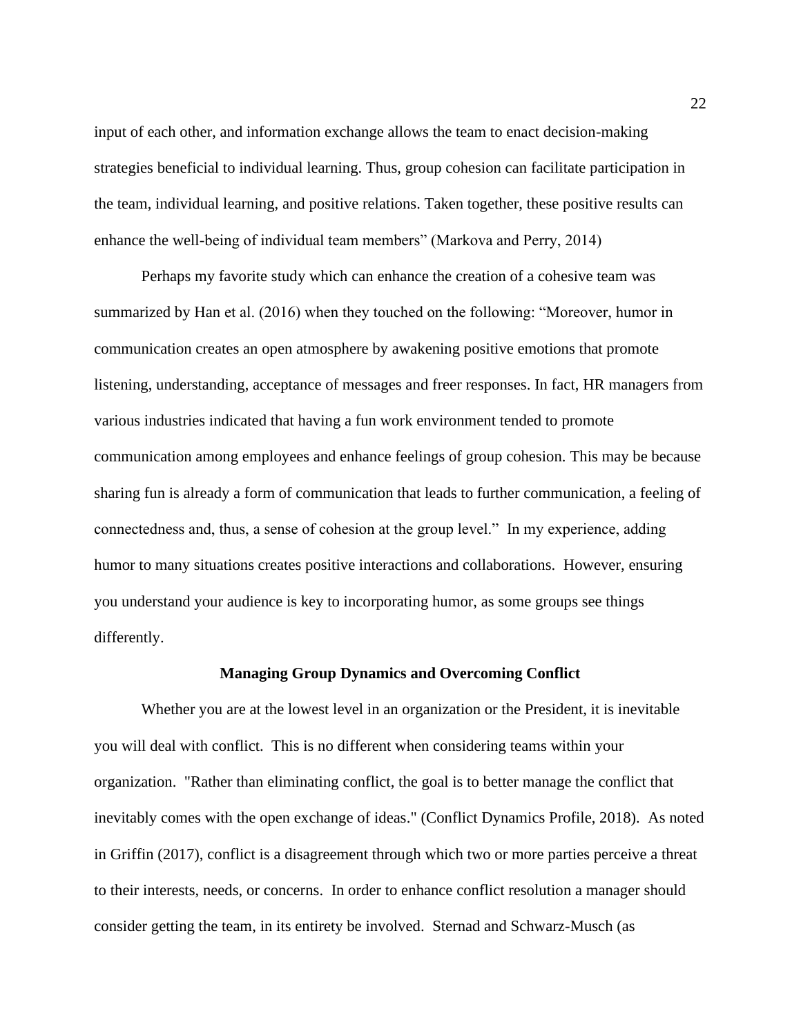input of each other, and information exchange allows the team to enact decision-making strategies beneficial to individual learning. Thus, group cohesion can facilitate participation in the team, individual learning, and positive relations. Taken together, these positive results can enhance the well-being of individual team members" (Markova and Perry, 2014)

Perhaps my favorite study which can enhance the creation of a cohesive team was summarized by Han et al. (2016) when they touched on the following: "Moreover, humor in communication creates an open atmosphere by awakening positive emotions that promote listening, understanding, acceptance of messages and freer responses. In fact, HR managers from various industries indicated that having a fun work environment tended to promote communication among employees and enhance feelings of group cohesion. This may be because sharing fun is already a form of communication that leads to further communication, a feeling of connectedness and, thus, a sense of cohesion at the group level." In my experience, adding humor to many situations creates positive interactions and collaborations. However, ensuring you understand your audience is key to incorporating humor, as some groups see things differently.

## Managing Group Dynamics and Overcoming Conflict

Whether you are at the lowest level in an organization or the President, it is inevitable you will deal with conflict. This is no different when considering teams within your organization. "Rather than eliminating conflict, the goal is to better manage the conflict that inevitably comes with the open exchange of ideas." (Conflict Dynamics Profile, 2018). As noted in Griffin (2017), conflict is a disagreement through which two or more parties perceive a threat to their interests, needs, or concerns. In order to enhance conflict resolution a manager should consider getting the team, in its entirety be involved. Sternad and Schwarz-Musch (as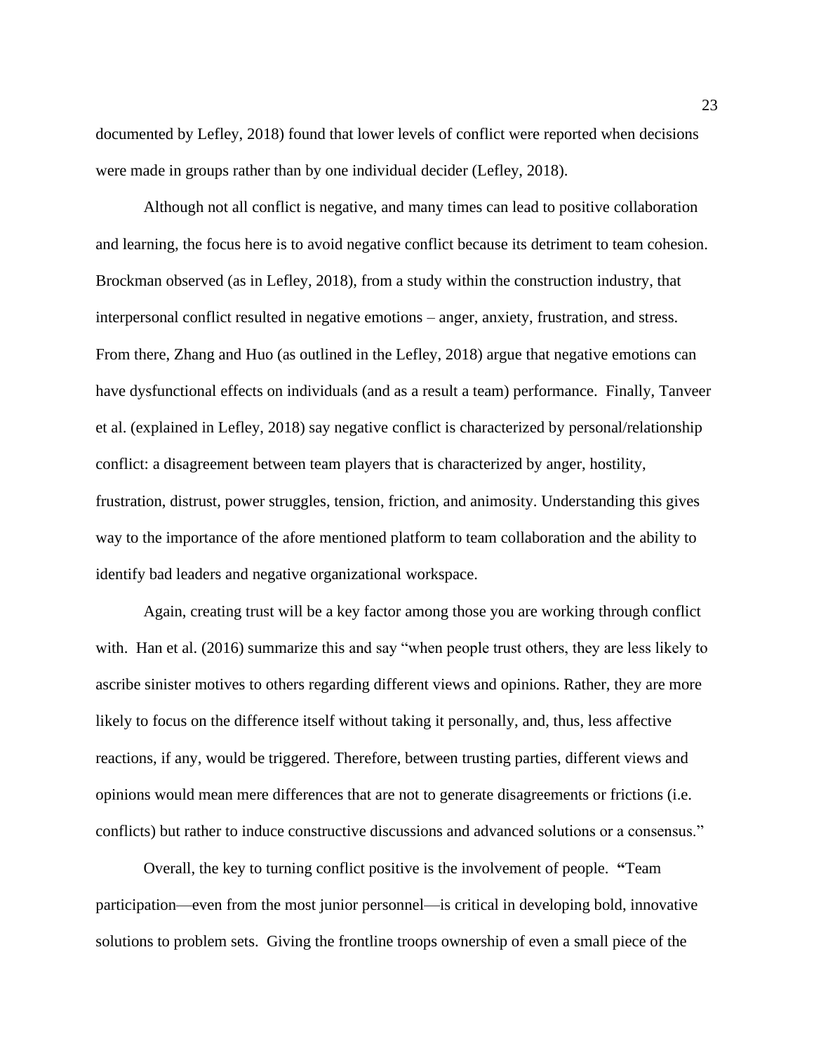documented by Lefley, 2018) found that lower levels of conflict were reported when decisions were made in groups rather than by one individual decider (Lefley, 2018).

Although not all conflict is negative, and many times can lead to positive collaboration and learning, the focus here is to avoid negative conflict because its detriment to team cohesion. Brockman observed (as in Lefley, 2018), from a study within the construction industry, that interpersonal conflict resulted in negative emotions – anger, anxiety, frustration, and stress. From there, Zhang and Huo (as outlined in the Lefley, 2018) argue that negative emotions can have dysfunctional effects on individuals (and as a result a team) performance. Finally, Tanveer et al. (explained in Lefley, 2018) say negative conflict is characterized by personal/relationship conflict: a disagreement between team players that is characterized by anger, hostility, frustration, distrust, power struggles, tension, friction, and animosity. Understanding this gives way to the importance of the afore mentioned platform to team collaboration and the ability to identify bad leaders and negative organizational workspace.

Again, creating trust will be a key factor among those you are working through conflict with. Han et al. (2016) summarize this and say "when people trust others, they are less likely to ascribe sinister motives to others regarding different views and opinions. Rather, they are more likely to focus on the difference itself without taking it personally, and, thus, less affective reactions, if any, would be triggered. Therefore, between trusting parties, different views and opinions would mean mere differences that are not to generate disagreements or frictions (i.e. conflicts) but rather to induce constructive discussions and advanced solutions or a consensus."

Overall, the key to turning conflict positive is the involvement of people. **"**Team participation—even from the most junior personnel—is critical in developing bold, innovative solutions to problem sets. Giving the frontline troops ownership of even a small piece of the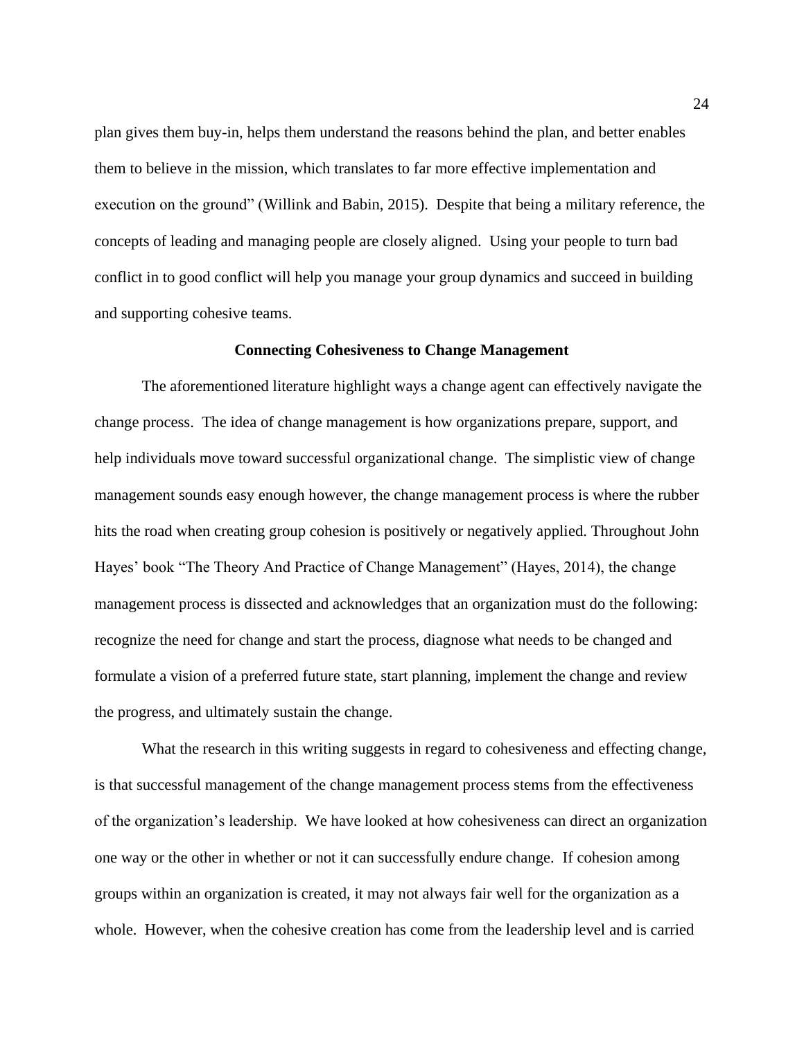plan gives them buy-in, helps them understand the reasons behind the plan, and better enables them to believe in the mission, which translates to far more effective implementation and execution on the ground" (Willink and Babin, 2015). Despite that being a military reference, the concepts of leading and managing people are closely aligned. Using your people to turn bad conflict in to good conflict will help you manage your group dynamics and succeed in building and supporting cohesive teams.

## Connecting Cohesiveness to Change Management

The aforementioned literature highlight ways a change agent can effectively navigate the change process. The idea of change management is how organizations prepare, support, and help individuals move toward successful organizational change. The simplistic view of change management sounds easy enough however, the change management process is where the rubber hits the road when creating group cohesion is positively or negatively applied. Throughout John Hayes' book "The Theory And Practice of Change Management" (Hayes, 2014), the change management process is dissected and acknowledges that an organization must do the following: recognize the need for change and start the process, diagnose what needs to be changed and formulate a vision of a preferred future state, start planning, implement the change and review the progress, and ultimately sustain the change.

What the research in this writing suggests in regard to cohesiveness and effecting change, is that successful management of the change management process stems from the effectiveness of the organization's leadership. We have looked at how cohesiveness can direct an organization one way or the other in whether or not it can successfully endure change. If cohesion among groups within an organization is created, it may not always fair well for the organization as a whole. However, when the cohesive creation has come from the leadership level and is carried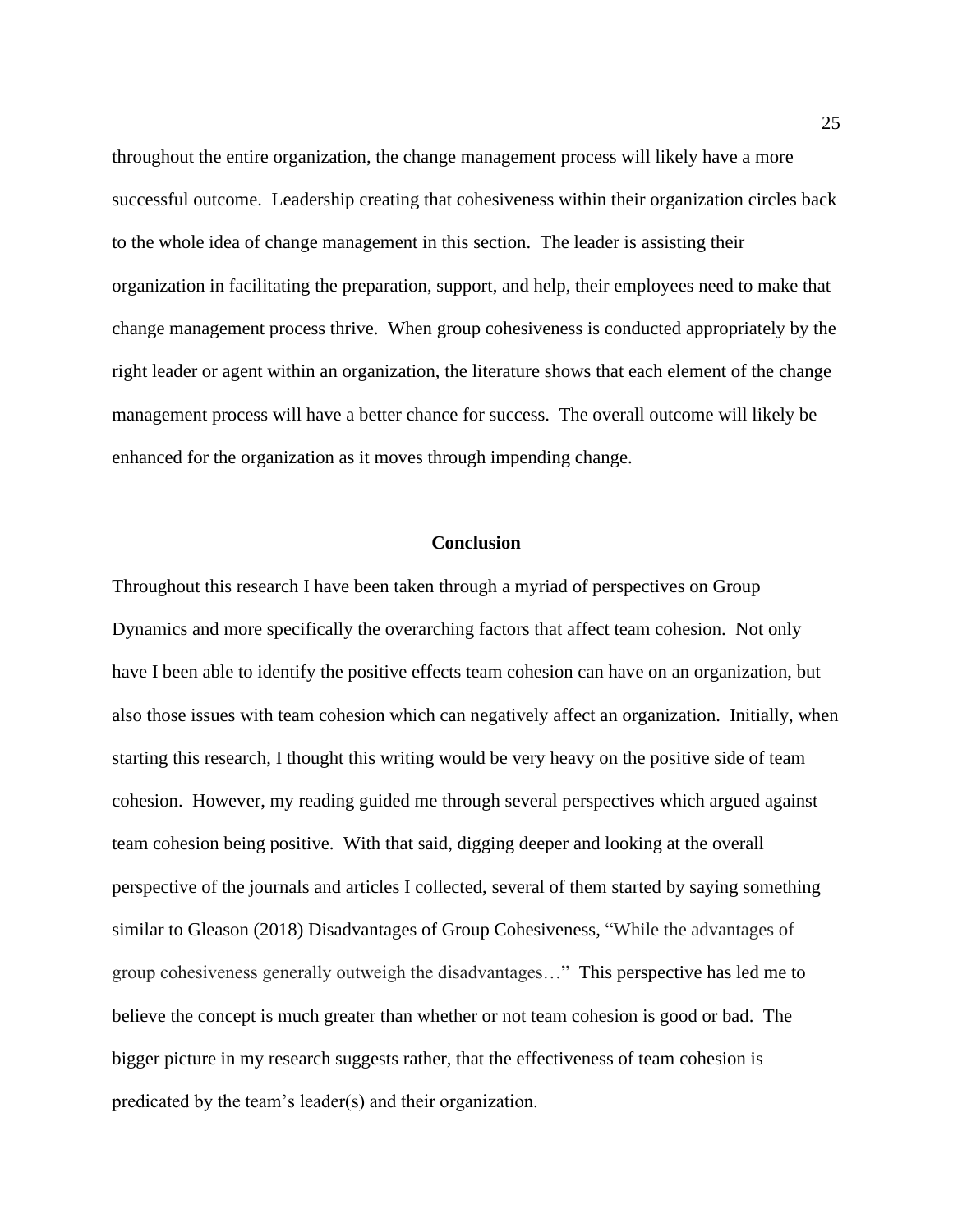throughout the entire organization, the change management process will likely have a more successful outcome. Leadership creating that cohesiveness within their organization circles back to the whole idea of change management in this section. The leader is assisting their organization in facilitating the preparation, support, and help, their employees need to make that change management process thrive. When group cohesiveness is conducted appropriately by the right leader or agent within an organization, the literature shows that each element of the change management process will have a better chance for success. The overall outcome will likely be enhanced for the organization as it moves through impending change.

## Conclusion

Throughout this research I have been taken through a myriad of perspectives on Group Dynamics and more specifically the overarching factors that affect team cohesion. Not only have I been able to identify the positive effects team cohesion can have on an organization, but also those issues with team cohesion which can negatively affect an organization. Initially, when starting this research, I thought this writing would be very heavy on the positive side of team cohesion. However, my reading guided me through several perspectives which argued against team cohesion being positive. With that said, digging deeper and looking at the overall perspective of the journals and articles I collected, several of them started by saying something similar to Gleason (2018) Disadvantages of Group Cohesiveness, "While the advantages of group cohesiveness generally outweigh the disadvantages…" This perspective has led me to believe the concept is much greater than whether or not team cohesion is good or bad. The bigger picture in my research suggests rather, that the effectiveness of team cohesion is predicated by the team's leader(s) and their organization.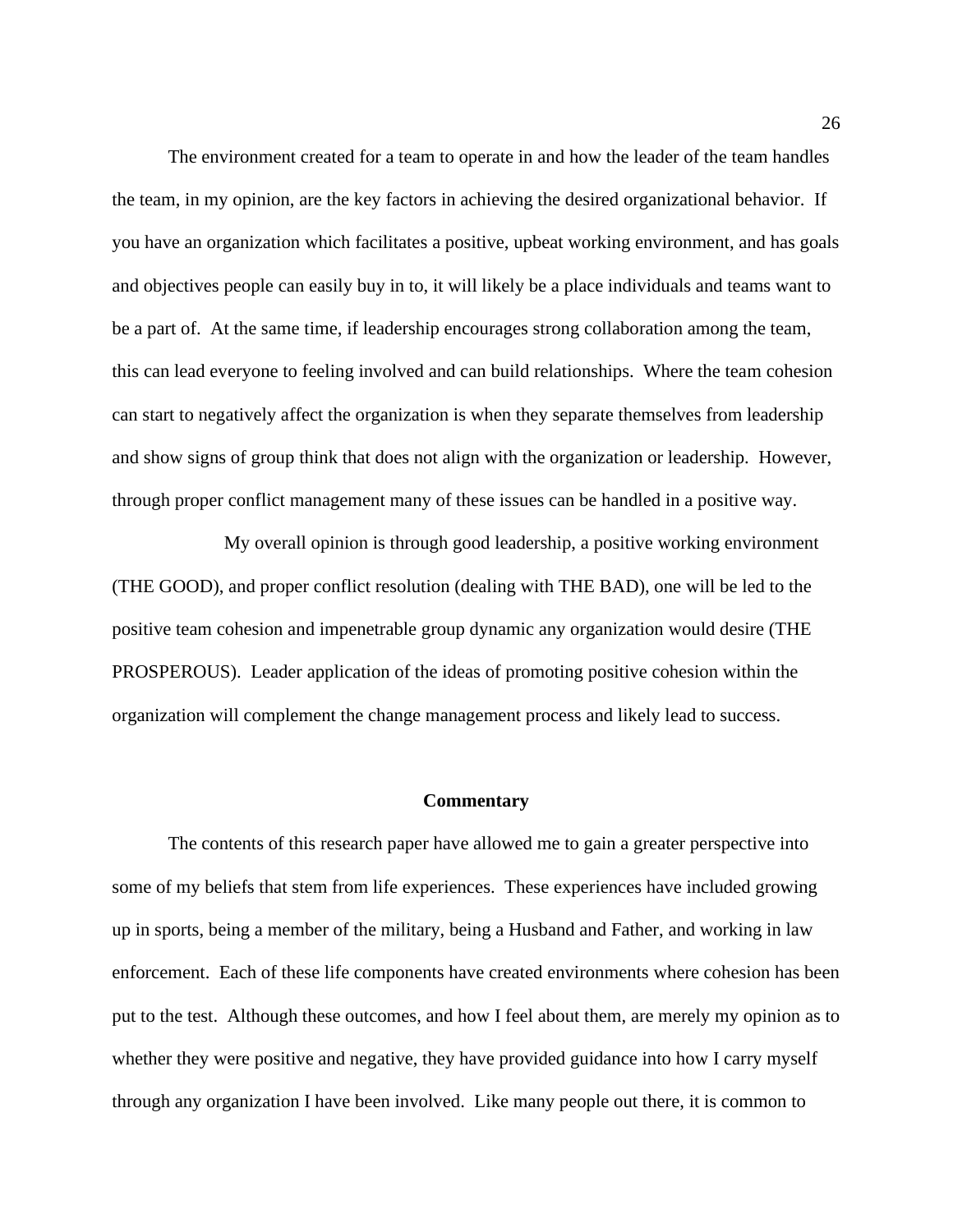The environment created for a team to operate in and how the leader of the team handles the team, in my opinion, are the key factors in achieving the desired organizational behavior. If you have an organization which facilitates a positive, upbeat working environment, and has goals and objectives people can easily buy in to, it will likely be a place individuals and teams want to be a part of. At the same time, if leadership encourages strong collaboration among the team, this can lead everyone to feeling involved and can build relationships. Where the team cohesion can start to negatively affect the organization is when they separate themselves from leadership and show signs of group think that does not align with the organization or leadership. However, through proper conflict management many of these issues can be handled in a positive way.

My overall opinion is through good leadership, a positive working environment (THE GOOD), and proper conflict resolution (dealing with THE BAD), one will be led to the positive team cohesion and impenetrable group dynamic any organization would desire (THE PROSPEROUS). Leader application of the ideas of promoting positive cohesion within the organization will complement the change management process and likely lead to success.

## Commentary

The contents of this research paper have allowed me to gain a greater perspective into some of my beliefs that stem from life experiences. These experiences have included growing up in sports, being a member of the military, being a Husband and Father, and working in law enforcement. Each of these life components have created environments where cohesion has been put to the test. Although these outcomes, and how I feel about them, are merely my opinion as to whether they were positive and negative, they have provided guidance into how I carry myself through any organization I have been involved. Like many people out there, it is common to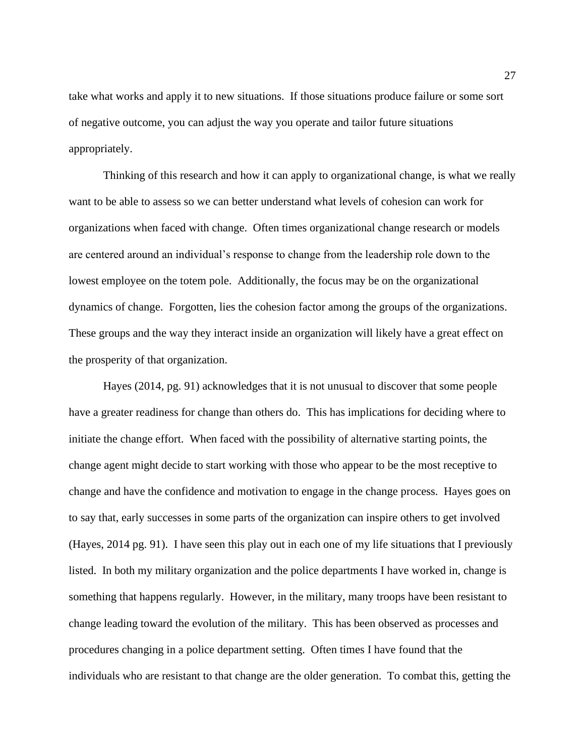take what works and apply it to new situations. If those situations produce failure or some sort of negative outcome, you can adjust the way you operate and tailor future situations appropriately.

Thinking of this research and how it can apply to organizational change, is what we really want to be able to assess so we can better understand what levels of cohesion can work for organizations when faced with change. Often times organizational change research or models are centered around an individual's response to change from the leadership role down to the lowest employee on the totem pole. Additionally, the focus may be on the organizational dynamics of change. Forgotten, lies the cohesion factor among the groups of the organizations. These groups and the way they interact inside an organization will likely have a great effect on the prosperity of that organization.

Hayes (2014, pg. 91) acknowledges that it is not unusual to discover that some people have a greater readiness for change than others do. This has implications for deciding where to initiate the change effort. When faced with the possibility of alternative starting points, the change agent might decide to start working with those who appear to be the most receptive to change and have the confidence and motivation to engage in the change process. Hayes goes on to say that, early successes in some parts of the organization can inspire others to get involved (Hayes, 2014 pg. 91). I have seen this play out in each one of my life situations that I previously listed. In both my military organization and the police departments I have worked in, change is something that happens regularly. However, in the military, many troops have been resistant to change leading toward the evolution of the military. This has been observed as processes and procedures changing in a police department setting. Often times I have found that the individuals who are resistant to that change are the older generation. To combat this, getting the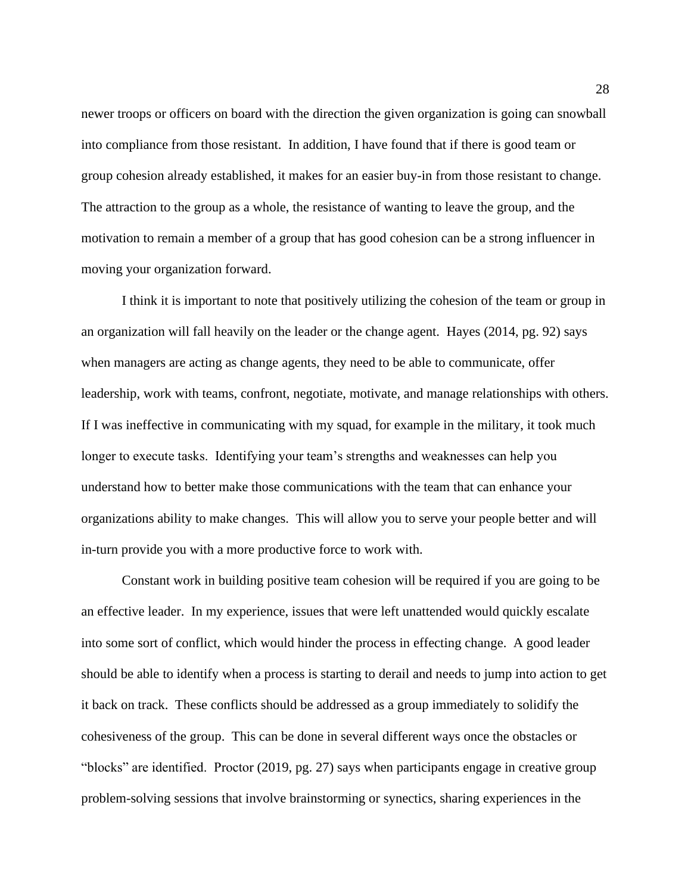newer troops or officers on board with the direction the given organization is going can snowball into compliance from those resistant. In addition, I have found that if there is good team or group cohesion already established, it makes for an easier buy-in from those resistant to change. The attraction to the group as a whole, the resistance of wanting to leave the group, and the motivation to remain a member of a group that has good cohesion can be a strong influencer in moving your organization forward.

I think it is important to note that positively utilizing the cohesion of the team or group in an organization will fall heavily on the leader or the change agent. Hayes (2014, pg. 92) says when managers are acting as change agents, they need to be able to communicate, offer leadership, work with teams, confront, negotiate, motivate, and manage relationships with others. If I was ineffective in communicating with my squad, for example in the military, it took much longer to execute tasks. Identifying your team's strengths and weaknesses can help you understand how to better make those communications with the team that can enhance your organizations ability to make changes. This will allow you to serve your people better and will in-turn provide you with a more productive force to work with.

Constant work in building positive team cohesion will be required if you are going to be an effective leader. In my experience, issues that were left unattended would quickly escalate into some sort of conflict, which would hinder the process in effecting change. A good leader should be able to identify when a process is starting to derail and needs to jump into action to get it back on track. These conflicts should be addressed as a group immediately to solidify the cohesiveness of the group. This can be done in several different ways once the obstacles or "blocks" are identified. Proctor (2019, pg. 27) says when participants engage in creative group problem-solving sessions that involve brainstorming or synectics, sharing experiences in the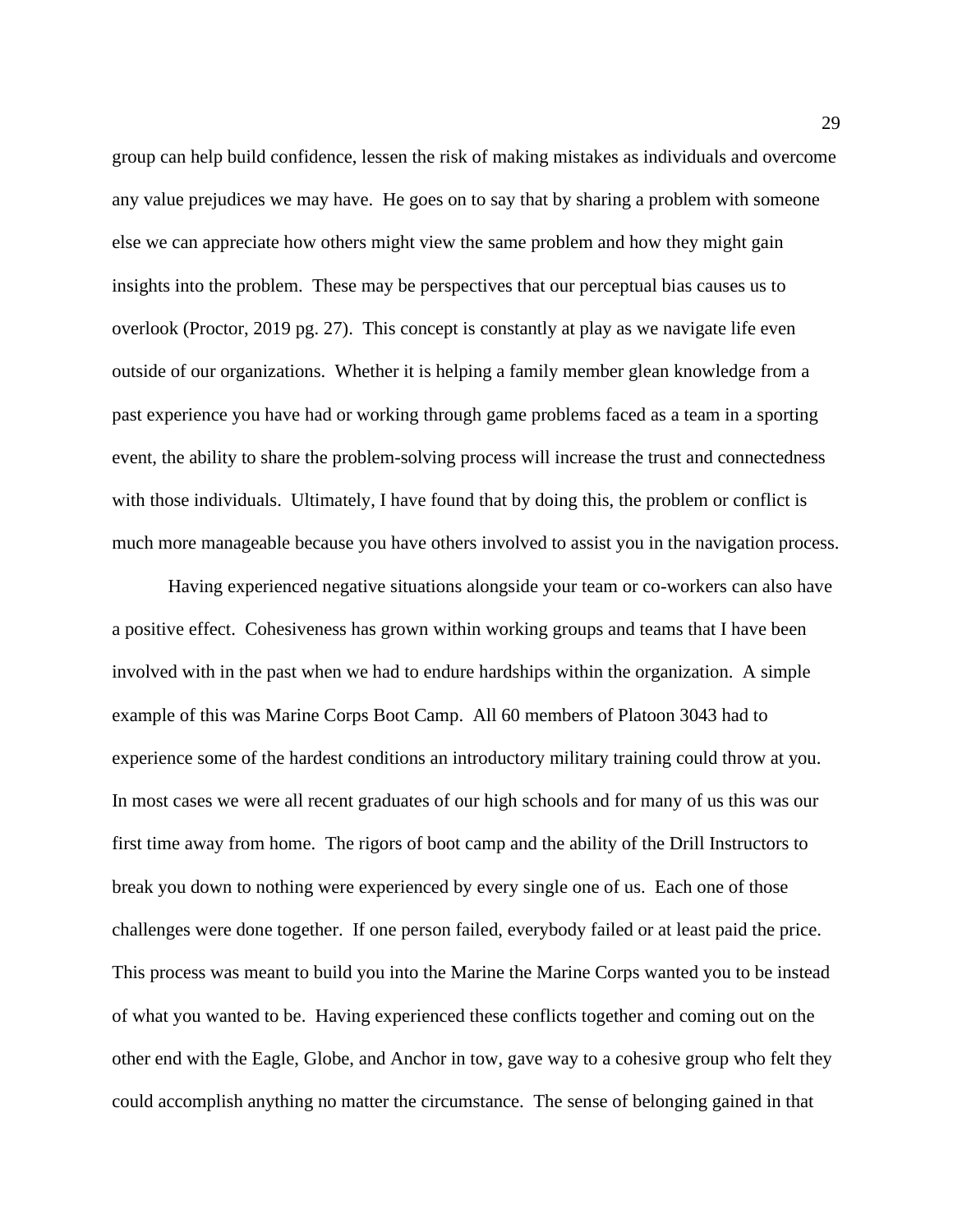group can help build confidence, lessen the risk of making mistakes as individuals and overcome any value prejudices we may have. He goes on to say that by sharing a problem with someone else we can appreciate how others might view the same problem and how they might gain insights into the problem. These may be perspectives that our perceptual bias causes us to overlook (Proctor, 2019 pg. 27). This concept is constantly at play as we navigate life even outside of our organizations. Whether it is helping a family member glean knowledge from a past experience you have had or working through game problems faced as a team in a sporting event, the ability to share the problem-solving process will increase the trust and connectedness with those individuals. Ultimately, I have found that by doing this, the problem or conflict is much more manageable because you have others involved to assist you in the navigation process.

Having experienced negative situations alongside your team or co-workers can also have a positive effect. Cohesiveness has grown within working groups and teams that I have been involved with in the past when we had to endure hardships within the organization. A simple example of this was Marine Corps Boot Camp. All 60 members of Platoon 3043 had to experience some of the hardest conditions an introductory military training could throw at you. In most cases we were all recent graduates of our high schools and for many of us this was our first time away from home. The rigors of boot camp and the ability of the Drill Instructors to break you down to nothing were experienced by every single one of us. Each one of those challenges were done together. If one person failed, everybody failed or at least paid the price. This process was meant to build you into the Marine the Marine Corps wanted you to be instead of what you wanted to be. Having experienced these conflicts together and coming out on the other end with the Eagle, Globe, and Anchor in tow, gave way to a cohesive group who felt they could accomplish anything no matter the circumstance. The sense of belonging gained in that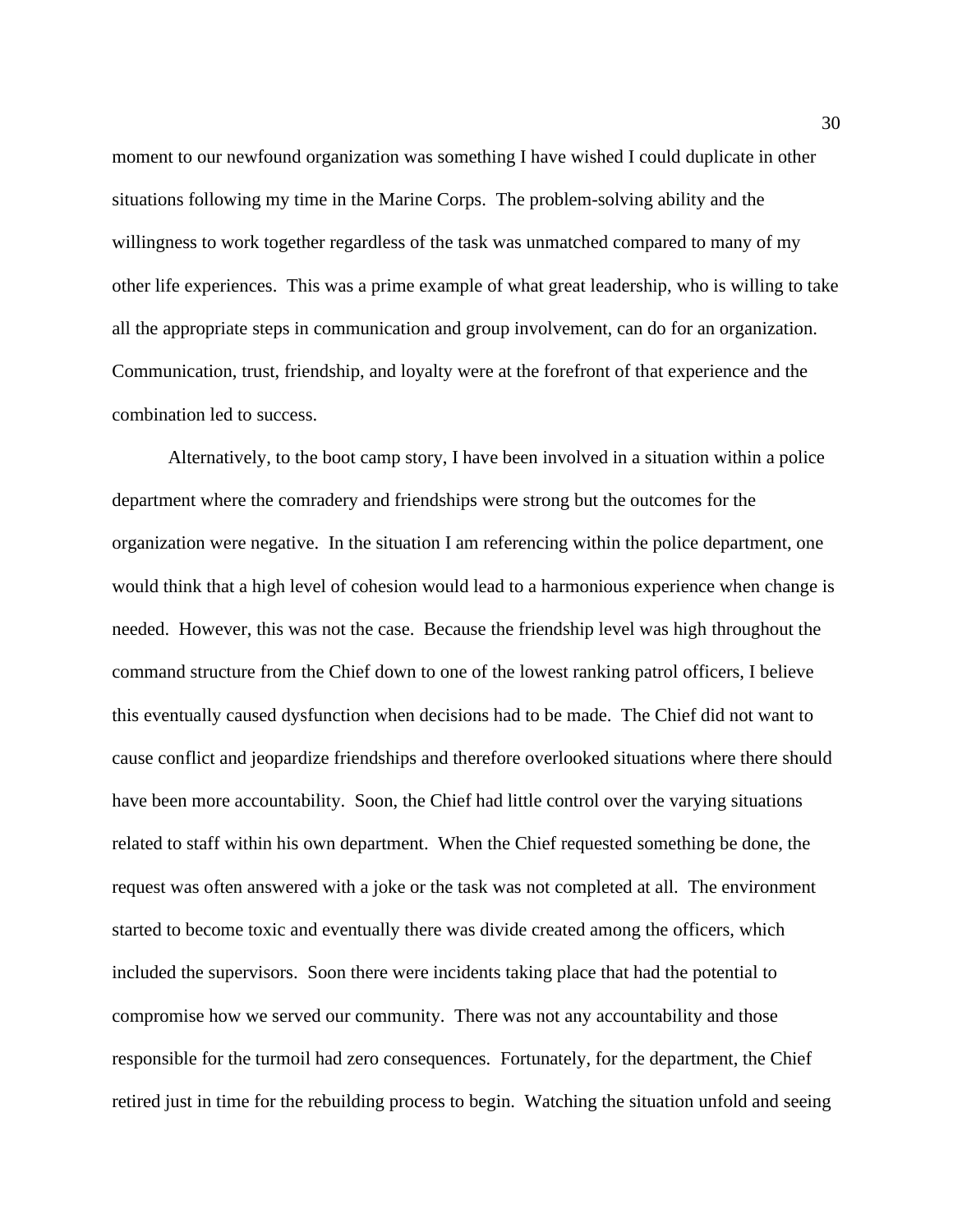moment to our newfound organization was something I have wished I could duplicate in other situations following my time in the Marine Corps. The problem-solving ability and the willingness to work together regardless of the task was unmatched compared to many of my other life experiences. This was a prime example of what great leadership, who is willing to take all the appropriate steps in communication and group involvement, can do for an organization. Communication, trust, friendship, and loyalty were at the forefront of that experience and the combination led to success.

Alternatively, to the boot camp story, I have been involved in a situation within a police department where the comradery and friendships were strong but the outcomes for the organization were negative. In the situation I am referencing within the police department, one would think that a high level of cohesion would lead to a harmonious experience when change is needed. However, this was not the case. Because the friendship level was high throughout the command structure from the Chief down to one of the lowest ranking patrol officers, I believe this eventually caused dysfunction when decisions had to be made. The Chief did not want to cause conflict and jeopardize friendships and therefore overlooked situations where there should have been more accountability. Soon, the Chief had little control over the varying situations related to staff within his own department. When the Chief requested something be done, the request was often answered with a joke or the task was not completed at all. The environment started to become toxic and eventually there was divide created among the officers, which included the supervisors. Soon there were incidents taking place that had the potential to compromise how we served our community. There was not any accountability and those responsible for the turmoil had zero consequences. Fortunately, for the department, the Chief retired just in time for the rebuilding process to begin. Watching the situation unfold and seeing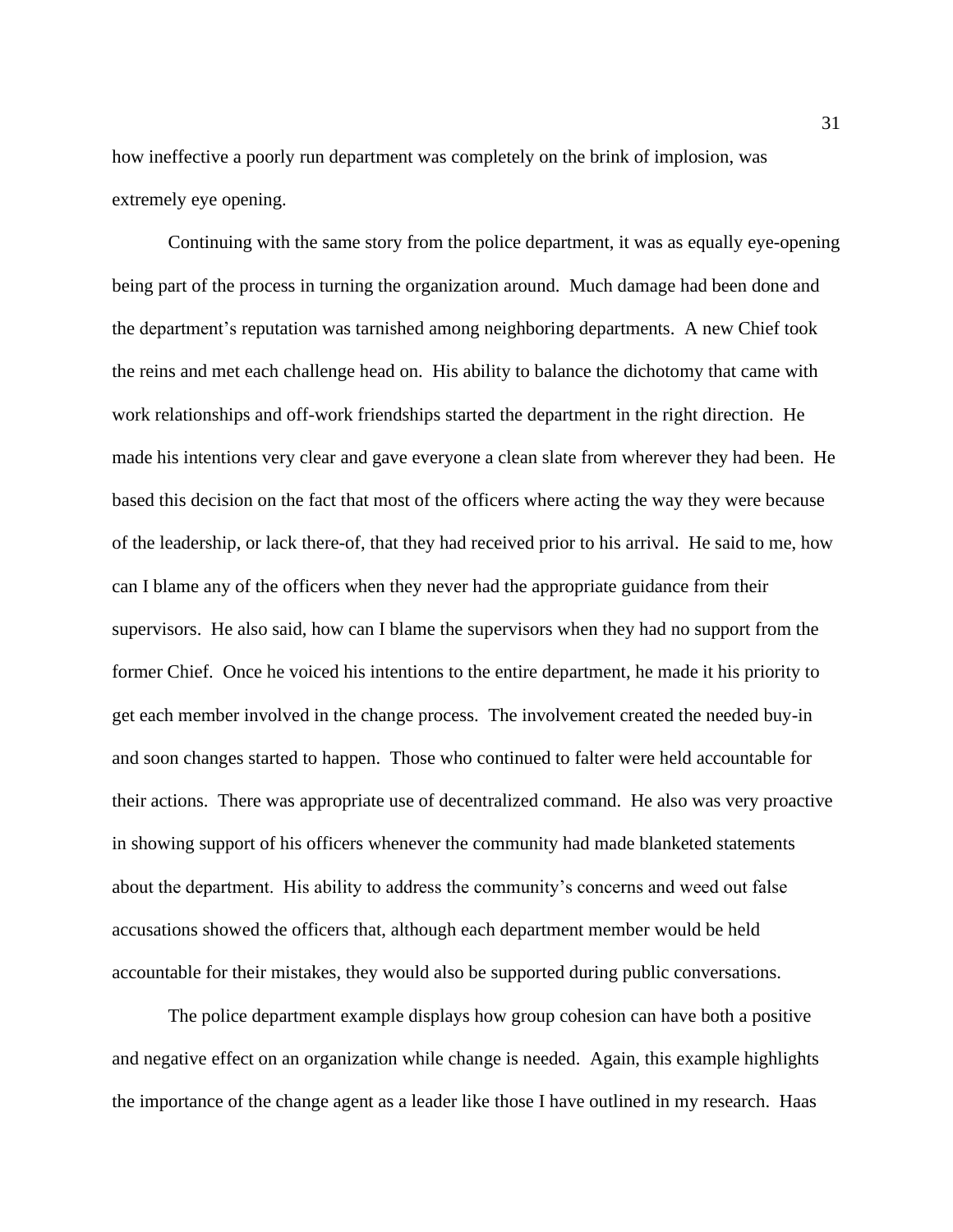how ineffective a poorly run department was completely on the brink of implosion, was extremely eye opening.

Continuing with the same story from the police department, it was as equally eye-opening being part of the process in turning the organization around. Much damage had been done and the department's reputation was tarnished among neighboring departments. A new Chief took the reins and met each challenge head on. His ability to balance the dichotomy that came with work relationships and off-work friendships started the department in the right direction. He made his intentions very clear and gave everyone a clean slate from wherever they had been. He based this decision on the fact that most of the officers where acting the way they were because of the leadership, or lack there-of, that they had received prior to his arrival. He said to me, how can I blame any of the officers when they never had the appropriate guidance from their supervisors. He also said, how can I blame the supervisors when they had no support from the former Chief. Once he voiced his intentions to the entire department, he made it his priority to get each member involved in the change process. The involvement created the needed buy-in and soon changes started to happen. Those who continued to falter were held accountable for their actions. There was appropriate use of decentralized command. He also was very proactive in showing support of his officers whenever the community had made blanketed statements about the department. His ability to address the community's concerns and weed out false accusations showed the officers that, although each department member would be held accountable for their mistakes, they would also be supported during public conversations.

The police department example displays how group cohesion can have both a positive and negative effect on an organization while change is needed. Again, this example highlights the importance of the change agent as a leader like those I have outlined in my research. Haas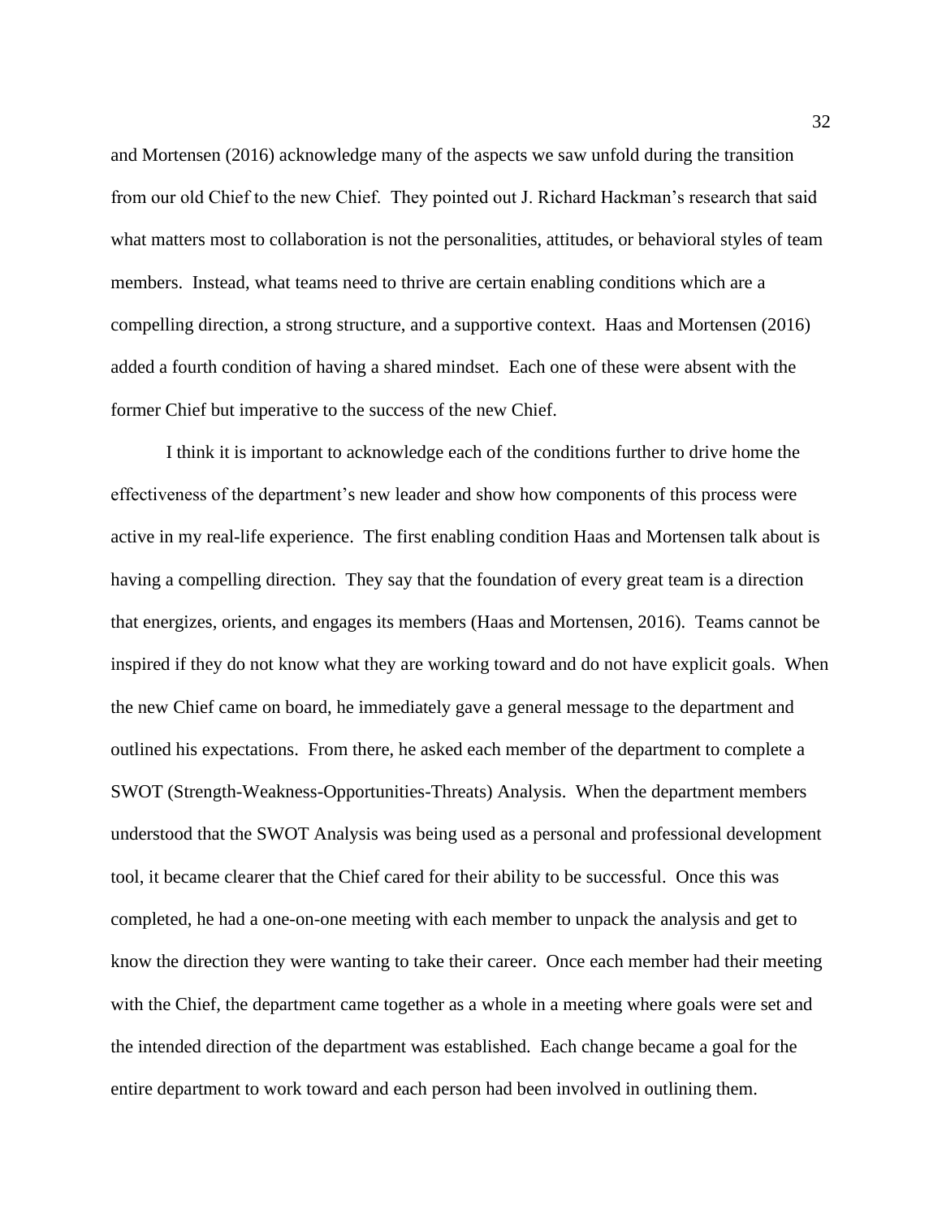and Mortensen (2016) acknowledge many of the aspects we saw unfold during the transition from our old Chief to the new Chief. They pointed out J. Richard Hackman's research that said what matters most to collaboration is not the personalities, attitudes, or behavioral styles of team members. Instead, what teams need to thrive are certain enabling conditions which are a compelling direction, a strong structure, and a supportive context. Haas and Mortensen (2016) added a fourth condition of having a shared mindset. Each one of these were absent with the former Chief but imperative to the success of the new Chief.

I think it is important to acknowledge each of the conditions further to drive home the effectiveness of the department's new leader and show how components of this process were active in my real-life experience. The first enabling condition Haas and Mortensen talk about is having a compelling direction. They say that the foundation of every great team is a direction that energizes, orients, and engages its members (Haas and Mortensen, 2016). Teams cannot be inspired if they do not know what they are working toward and do not have explicit goals. When the new Chief came on board, he immediately gave a general message to the department and outlined his expectations. From there, he asked each member of the department to complete a SWOT (Strength-Weakness-Opportunities-Threats) Analysis. When the department members understood that the SWOT Analysis was being used as a personal and professional development tool, it became clearer that the Chief cared for their ability to be successful. Once this was completed, he had a one-on-one meeting with each member to unpack the analysis and get to know the direction they were wanting to take their career. Once each member had their meeting with the Chief, the department came together as a whole in a meeting where goals were set and the intended direction of the department was established. Each change became a goal for the entire department to work toward and each person had been involved in outlining them.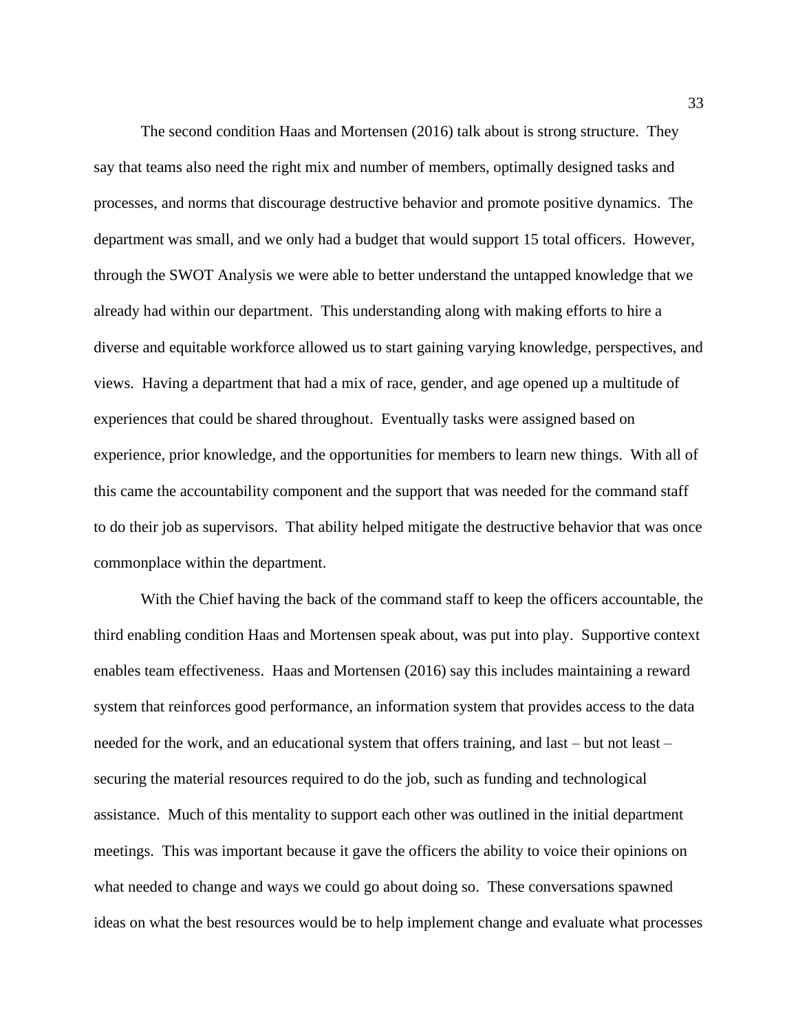The second condition Haas and Mortensen (2016) talk about is strong structure. They say that teams also need the right mix and number of members, optimally designed tasks and processes, and norms that discourage destructive behavior and promote positive dynamics. The department was small, and we only had a budget that would support 15 total officers. However, through the SWOT Analysis we were able to better understand the untapped knowledge that we already had within our department. This understanding along with making efforts to hire a diverse and equitable workforce allowed us to start gaining varying knowledge, perspectives, and views. Having a department that had a mix of race, gender, and age opened up a multitude of experiences that could be shared throughout. Eventually tasks were assigned based on experience, prior knowledge, and the opportunities for members to learn new things. With all of this came the accountability component and the support that was needed for the command staff to do their job as supervisors. That ability helped mitigate the destructive behavior that was once commonplace within the department.

With the Chief having the back of the command staff to keep the officers accountable, the third enabling condition Haas and Mortensen speak about, was put into play. Supportive context enables team effectiveness. Haas and Mortensen (2016) say this includes maintaining a reward system that reinforces good performance, an information system that provides access to the data needed for the work, and an educational system that offers training, and last – but not least – securing the material resources required to do the job, such as funding and technological assistance. Much of this mentality to support each other was outlined in the initial department meetings. This was important because it gave the officers the ability to voice their opinions on what needed to change and ways we could go about doing so. These conversations spawned ideas on what the best resources would be to help implement change and evaluate what processes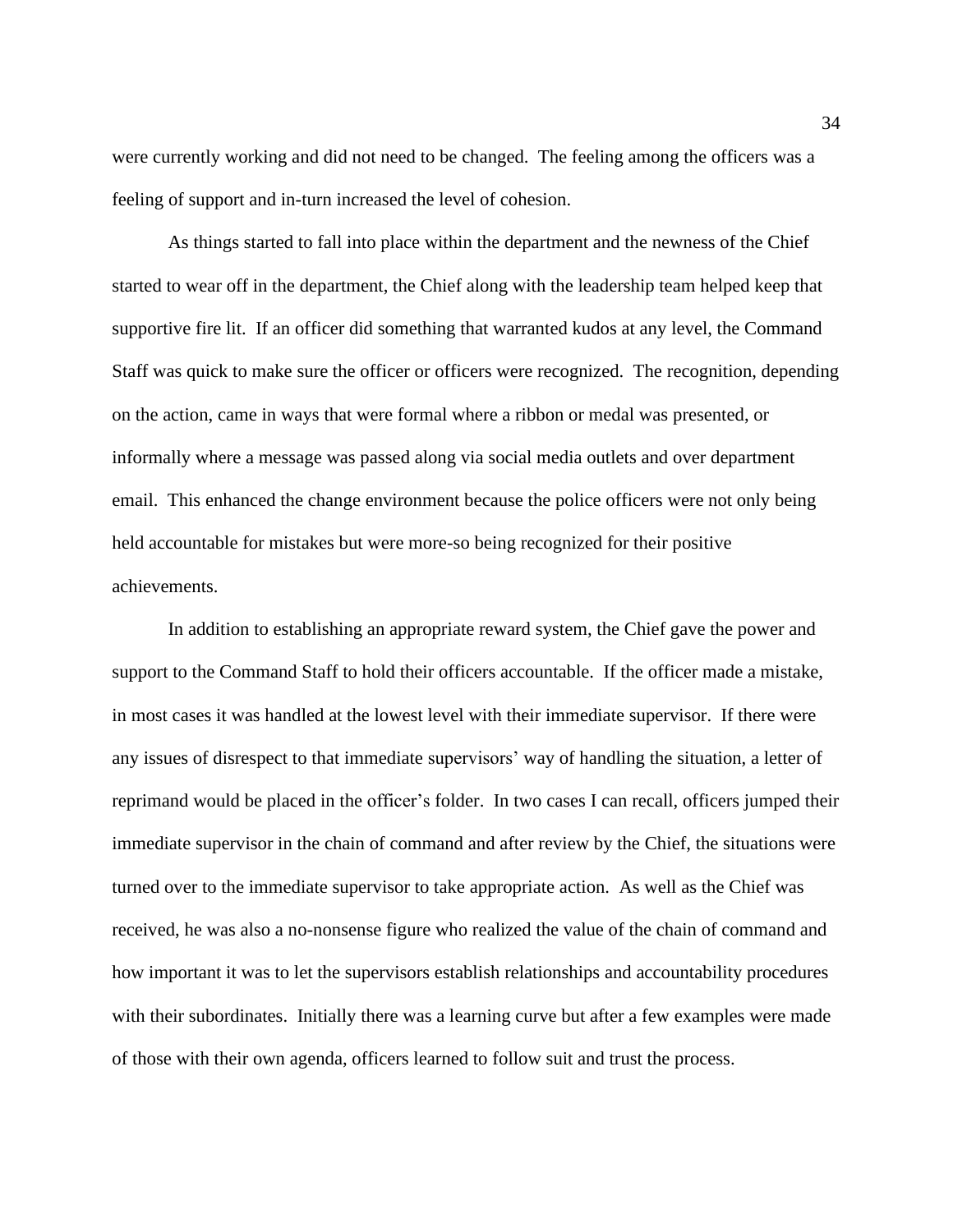were currently working and did not need to be changed. The feeling among the officers was a feeling of support and in-turn increased the level of cohesion.

As things started to fall into place within the department and the newness of the Chief started to wear off in the department, the Chief along with the leadership team helped keep that supportive fire lit. If an officer did something that warranted kudos at any level, the Command Staff was quick to make sure the officer or officers were recognized. The recognition, depending on the action, came in ways that were formal where a ribbon or medal was presented, or informally where a message was passed along via social media outlets and over department email. This enhanced the change environment because the police officers were not only being held accountable for mistakes but were more-so being recognized for their positive achievements.

In addition to establishing an appropriate reward system, the Chief gave the power and support to the Command Staff to hold their officers accountable. If the officer made a mistake, in most cases it was handled at the lowest level with their immediate supervisor. If there were any issues of disrespect to that immediate supervisors' way of handling the situation, a letter of reprimand would be placed in the officer's folder. In two cases I can recall, officers jumped their immediate supervisor in the chain of command and after review by the Chief, the situations were turned over to the immediate supervisor to take appropriate action. As well as the Chief was received, he was also a no-nonsense figure who realized the value of the chain of command and how important it was to let the supervisors establish relationships and accountability procedures with their subordinates. Initially there was a learning curve but after a few examples were made of those with their own agenda, officers learned to follow suit and trust the process.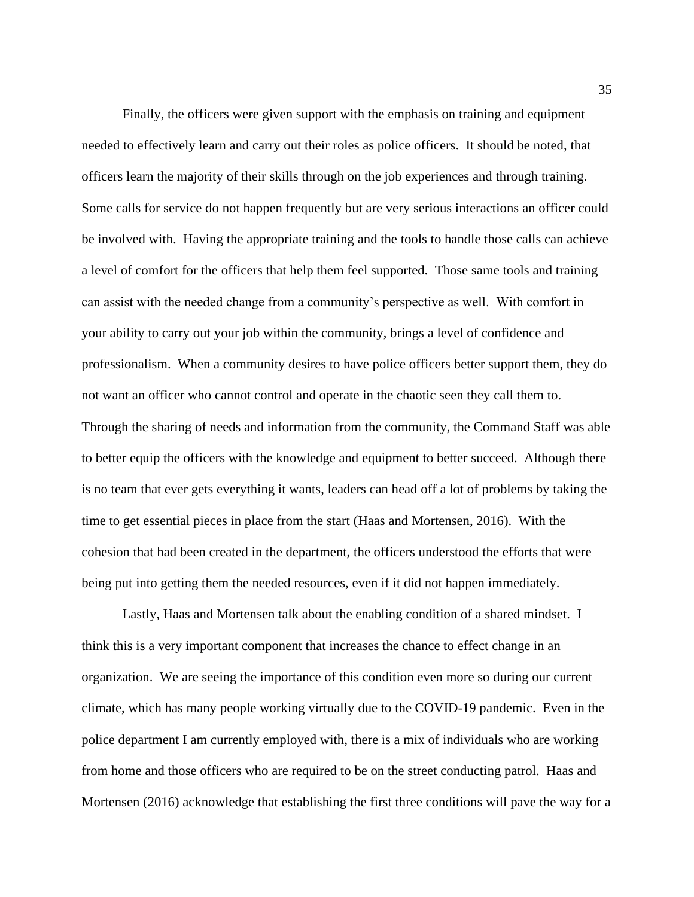Finally, the officers were given support with the emphasis on training and equipment needed to effectively learn and carry out their roles as police officers. It should be noted, that officers learn the majority of their skills through on the job experiences and through training. Some calls for service do not happen frequently but are very serious interactions an officer could be involved with. Having the appropriate training and the tools to handle those calls can achieve a level of comfort for the officers that help them feel supported. Those same tools and training can assist with the needed change from a community's perspective as well. With comfort in your ability to carry out your job within the community, brings a level of confidence and professionalism. When a community desires to have police officers better support them, they do not want an officer who cannot control and operate in the chaotic seen they call them to. Through the sharing of needs and information from the community, the Command Staff was able to better equip the officers with the knowledge and equipment to better succeed. Although there is no team that ever gets everything it wants, leaders can head off a lot of problems by taking the time to get essential pieces in place from the start (Haas and Mortensen, 2016). With the cohesion that had been created in the department, the officers understood the efforts that were being put into getting them the needed resources, even if it did not happen immediately.

Lastly, Haas and Mortensen talk about the enabling condition of a shared mindset. I think this is a very important component that increases the chance to effect change in an organization. We are seeing the importance of this condition even more so during our current climate, which has many people working virtually due to the COVID-19 pandemic. Even in the police department I am currently employed with, there is a mix of individuals who are working from home and those officers who are required to be on the street conducting patrol. Haas and Mortensen (2016) acknowledge that establishing the first three conditions will pave the way for a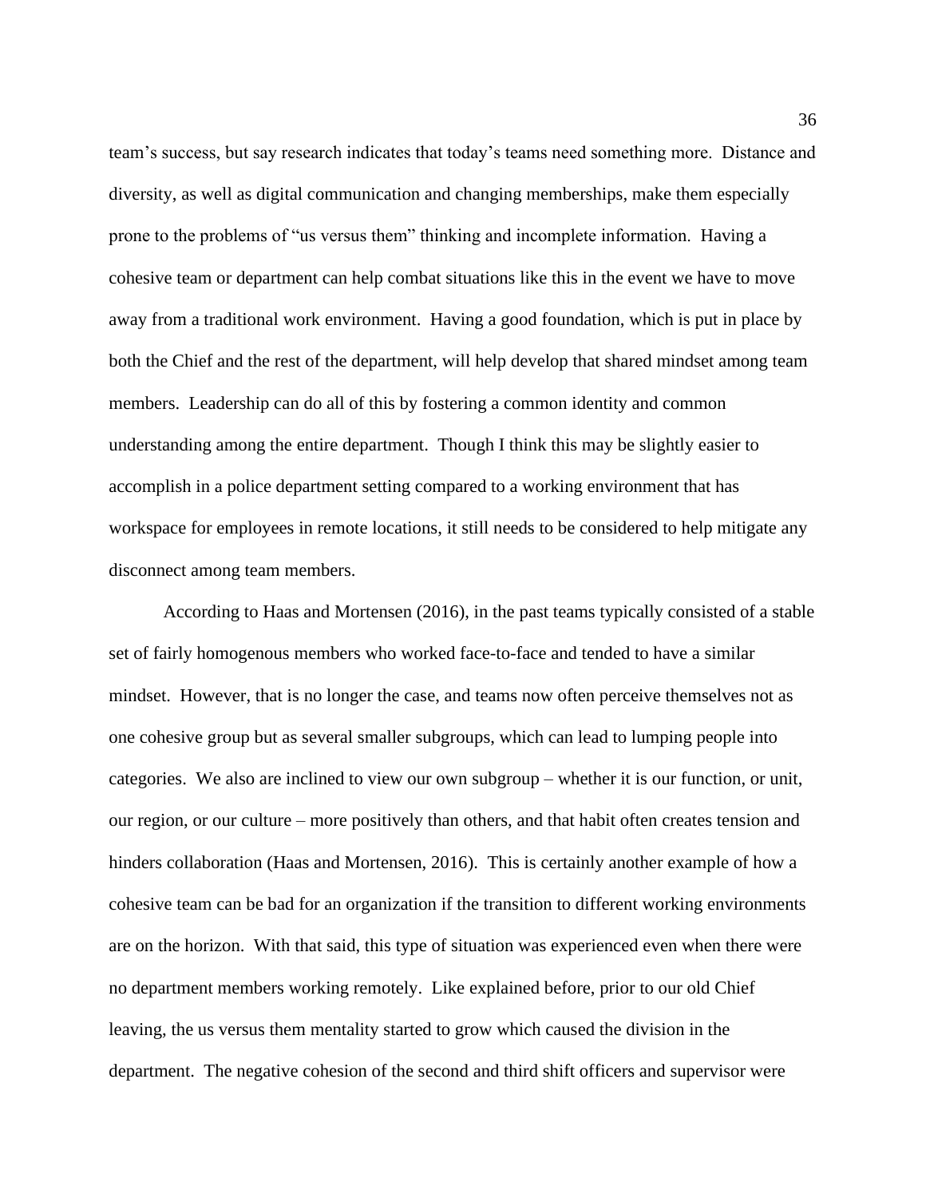team's success, but say research indicates that today's teams need something more. Distance and diversity, as well as digital communication and changing memberships, make them especially prone to the problems of "us versus them" thinking and incomplete information. Having a cohesive team or department can help combat situations like this in the event we have to move away from a traditional work environment. Having a good foundation, which is put in place by both the Chief and the rest of the department, will help develop that shared mindset among team members. Leadership can do all of this by fostering a common identity and common understanding among the entire department. Though I think this may be slightly easier to accomplish in a police department setting compared to a working environment that has workspace for employees in remote locations, it still needs to be considered to help mitigate any disconnect among team members.

According to Haas and Mortensen (2016), in the past teams typically consisted of a stable set of fairly homogenous members who worked face-to-face and tended to have a similar mindset. However, that is no longer the case, and teams now often perceive themselves not as one cohesive group but as several smaller subgroups, which can lead to lumping people into categories. We also are inclined to view our own subgroup – whether it is our function, or unit, our region, or our culture – more positively than others, and that habit often creates tension and hinders collaboration (Haas and Mortensen, 2016). This is certainly another example of how a cohesive team can be bad for an organization if the transition to different working environments are on the horizon. With that said, this type of situation was experienced even when there were no department members working remotely. Like explained before, prior to our old Chief leaving, the us versus them mentality started to grow which caused the division in the department. The negative cohesion of the second and third shift officers and supervisor were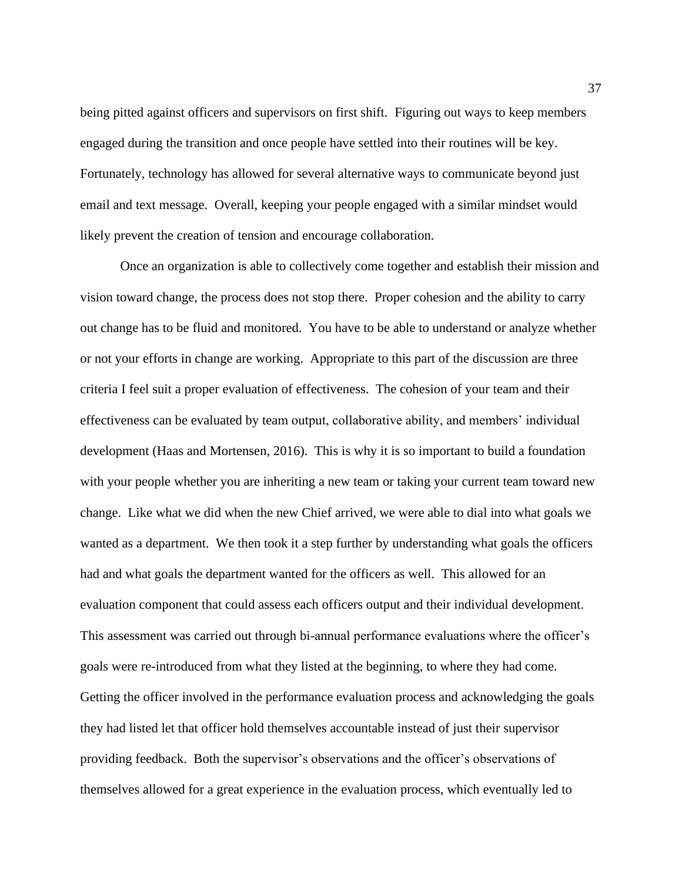being pitted against officers and supervisors on first shift. Figuring out ways to keep members engaged during the transition and once people have settled into their routines will be key. Fortunately, technology has allowed for several alternative ways to communicate beyond just email and text message. Overall, keeping your people engaged with a similar mindset would likely prevent the creation of tension and encourage collaboration.

Once an organization is able to collectively come together and establish their mission and vision toward change, the process does not stop there. Proper cohesion and the ability to carry out change has to be fluid and monitored. You have to be able to understand or analyze whether or not your efforts in change are working. Appropriate to this part of the discussion are three criteria I feel suit a proper evaluation of effectiveness. The cohesion of your team and their effectiveness can be evaluated by team output, collaborative ability, and members' individual development (Haas and Mortensen, 2016). This is why it is so important to build a foundation with your people whether you are inheriting a new team or taking your current team toward new change. Like what we did when the new Chief arrived, we were able to dial into what goals we wanted as a department. We then took it a step further by understanding what goals the officers had and what goals the department wanted for the officers as well. This allowed for an evaluation component that could assess each officers output and their individual development. This assessment was carried out through bi-annual performance evaluations where the officer's goals were re-introduced from what they listed at the beginning, to where they had come. Getting the officer involved in the performance evaluation process and acknowledging the goals they had listed let that officer hold themselves accountable instead of just their supervisor providing feedback. Both the supervisor's observations and the officer's observations of themselves allowed for a great experience in the evaluation process, which eventually led to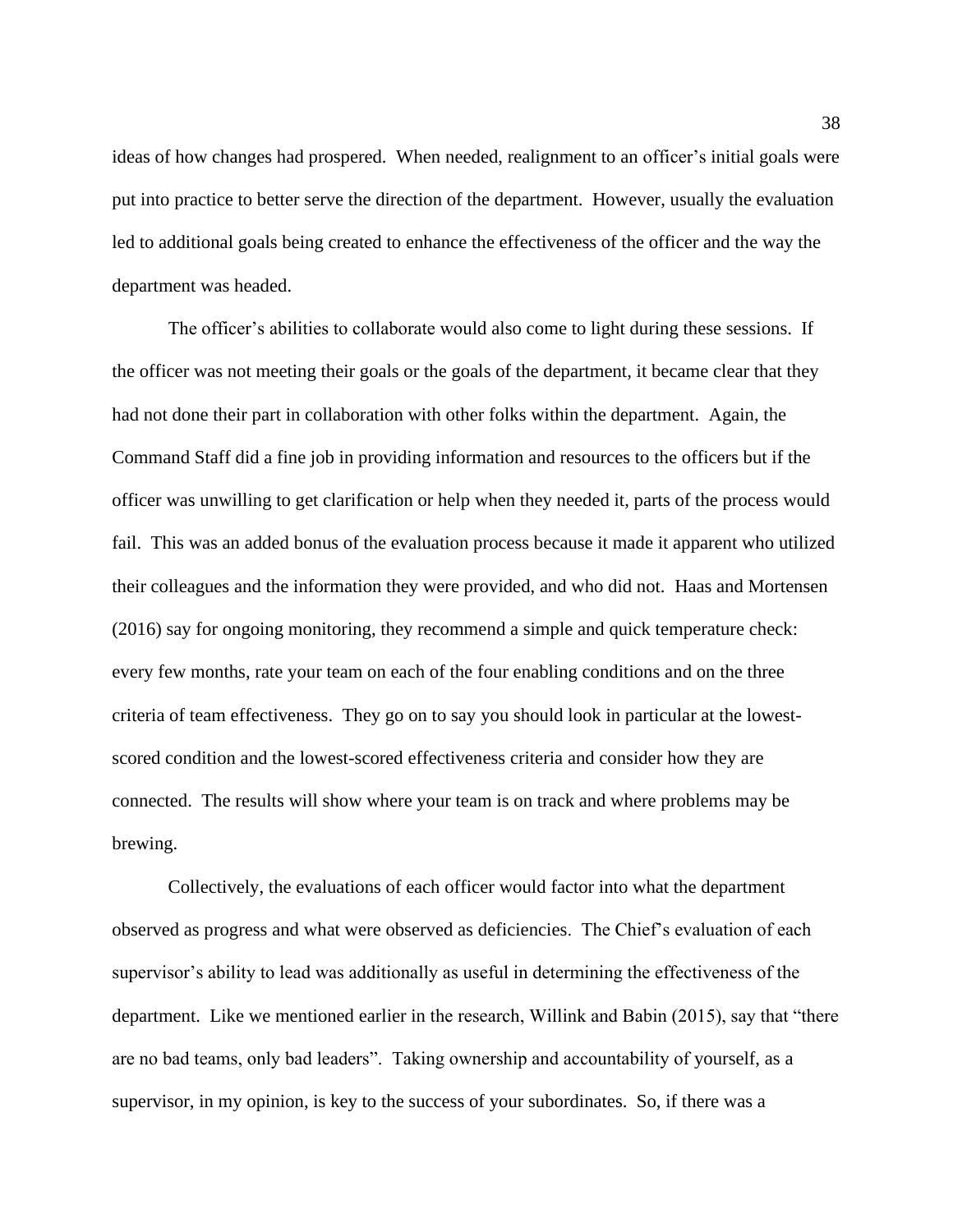ideas of how changes had prospered. When needed, realignment to an officer's initial goals were put into practice to better serve the direction of the department. However, usually the evaluation led to additional goals being created to enhance the effectiveness of the officer and the way the department was headed.

The officer's abilities to collaborate would also come to light during these sessions. If the officer was not meeting their goals or the goals of the department, it became clear that they had not done their part in collaboration with other folks within the department. Again, the Command Staff did a fine job in providing information and resources to the officers but if the officer was unwilling to get clarification or help when they needed it, parts of the process would fail. This was an added bonus of the evaluation process because it made it apparent who utilized their colleagues and the information they were provided, and who did not. Haas and Mortensen (2016) say for ongoing monitoring, they recommend a simple and quick temperature check: every few months, rate your team on each of the four enabling conditions and on the three criteria of team effectiveness. They go on to say you should look in particular at the lowest-scored condition and the lowest-scored effectiveness criteria and consider how they are connected. The results will show where your team is on track and where problems may be brewing.

Collectively, the evaluations of each officer would factor into what the department observed as progress and what were observed as deficiencies. The Chief's evaluation of each supervisor's ability to lead was additionally as useful in determining the effectiveness of the department. Like we mentioned earlier in the research, Willink and Babin (2015), say that "there are no bad teams, only bad leaders". Taking ownership and accountability of yourself, as a supervisor, in my opinion, is key to the success of your subordinates. So, if there was a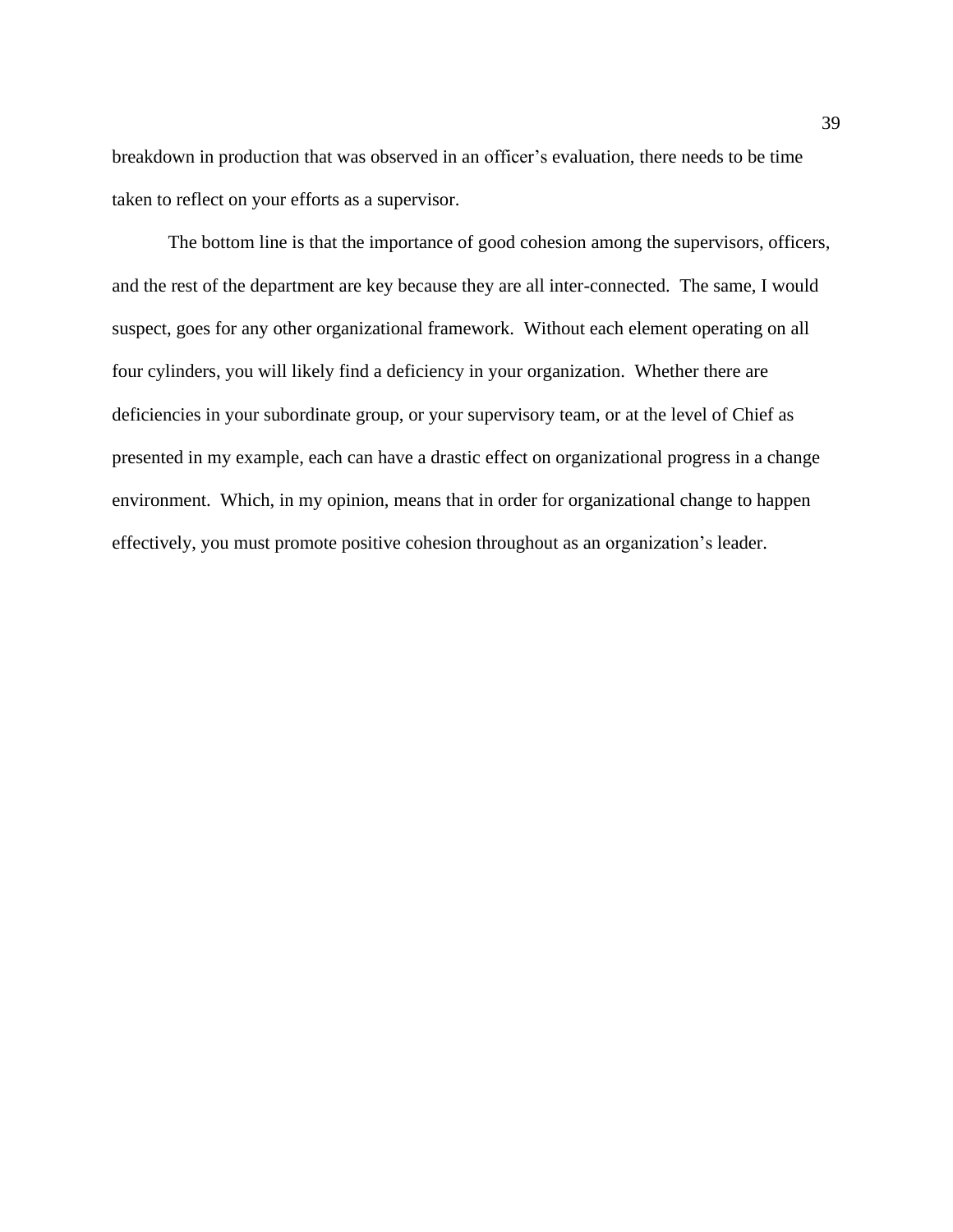breakdown in production that was observed in an officer's evaluation, there needs to be time taken to reflect on your efforts as a supervisor.

The bottom line is that the importance of good cohesion among the supervisors, officers, and the rest of the department are key because they are all inter-connected. The same, I would suspect, goes for any other organizational framework. Without each element operating on all four cylinders, you will likely find a deficiency in your organization. Whether there are deficiencies in your subordinate group, or your supervisory team, or at the level of Chief as presented in my example, each can have a drastic effect on organizational progress in a change environment. Which, in my opinion, means that in order for organizational change to happen effectively, you must promote positive cohesion throughout as an organization's leader.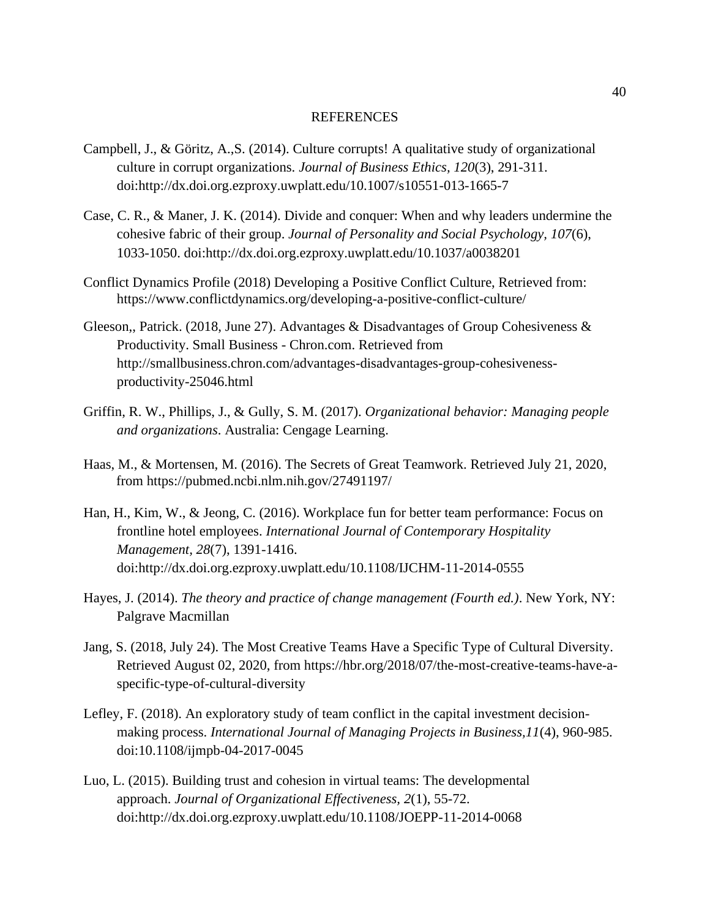# REFERENCES

Campbell, J., & Göritz, A.,S. (2014). Culture corrupts! A qualitative study of organizational culture in corrupt organizations. *Journal of Business Ethics, 120*(3), 291-311. doi:http://dx.doi.org.ezproxy.uwplatt.edu/10.1007/s10551-013-1665-7

Case, C. R., & Maner, J. K. (2014). Divide and conquer: When and why leaders undermine the cohesive fabric of their group. *Journal of Personality and Social Psychology, 107*(6), 1033-1050. doi:http://dx.doi.org.ezproxy.uwplatt.edu/10.1037/a0038201

Conflict Dynamics Profile (2018) Developing a Positive Conflict Culture, Retrieved from: https://www.conflictdynamics.org/developing-a-positive-conflict-culture/

Gleeson,, Patrick. (2018, June 27). Advantages & Disadvantages of Group Cohesiveness & Productivity. Small Business - Chron.com. Retrieved from http://smallbusiness.chron.com/advantages-disadvantages-group-cohesiveness-productivity-25046.html

Griffin, R. W., Phillips, J., & Gully, S. M. (2017). *Organizational behavior: Managing people and organizations*. Australia: Cengage Learning.

Haas, M., & Mortensen, M. (2016). The Secrets of Great Teamwork. Retrieved July 21, 2020, from https://pubmed.ncbi.nlm.nih.gov/27491197/

Han, H., Kim, W., & Jeong, C. (2016). Workplace fun for better team performance: Focus on frontline hotel employees. *International Journal of Contemporary Hospitality Management, 28*(7), 1391-1416. doi:http://dx.doi.org.ezproxy.uwplatt.edu/10.1108/IJCHM-11-2014-0555

Hayes, J. (2014). *The theory and practice of change management (Fourth ed.)*. New York, NY: Palgrave Macmillan

Jang, S. (2018, July 24). The Most Creative Teams Have a Specific Type of Cultural Diversity. Retrieved August 02, 2020, from https://hbr.org/2018/07/the-most-creative-teams-have-a-specific-type-of-cultural-diversity

Lefley, F. (2018). An exploratory study of team conflict in the capital investment decision-making process. *International Journal of Managing Projects in Business,11*(4), 960-985. doi:10.1108/ijmpb-04-2017-0045

Luo, L. (2015). Building trust and cohesion in virtual teams: The developmental approach. *Journal of Organizational Effectiveness, 2*(1), 55-72. doi:http://dx.doi.org.ezproxy.uwplatt.edu/10.1108/JOEPP-11-2014-0068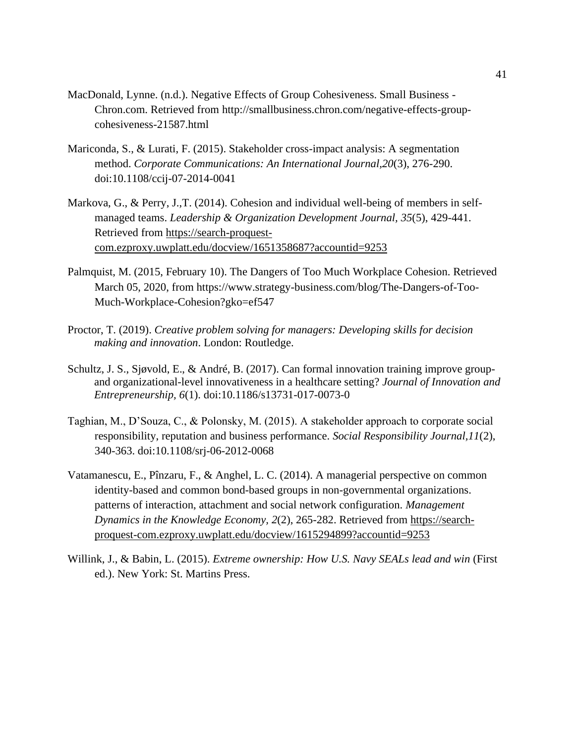MacDonald, Lynne. (n.d.). Negative Effects of Group Cohesiveness. Small Business - Chron.com. Retrieved from http://smallbusiness.chron.com/negative-effects-group-cohesiveness-21587.html

Mariconda, S., & Lurati, F. (2015). Stakeholder cross-impact analysis: A segmentation method. *Corporate Communications: An International Journal,20*(3), 276-290. doi:10.1108/ccij-07-2014-0041

Markova, G., & Perry, J.,T. (2014). Cohesion and individual well-being of members in self-managed teams. *Leadership & Organization Development Journal, 35*(5), 429-441. Retrieved from https://search-proquest-com.ezproxy.uwplatt.edu/docview/1651358687?accountid=9253

Palmquist, M. (2015, February 10). The Dangers of Too Much Workplace Cohesion. Retrieved March 05, 2020, from https://www.strategy-business.com/blog/The-Dangers-of-Too-Much-Workplace-Cohesion?gko=ef547

Proctor, T. (2019). *Creative problem solving for managers: Developing skills for decision making and innovation*. London: Routledge.

Schultz, J. S., Sjøvold, E., & André, B. (2017). Can formal innovation training improve group- and organizational-level innovativeness in a healthcare setting? *Journal of Innovation and Entrepreneurship, 6*(1). doi:10.1186/s13731-017-0073-0

Taghian, M., D'Souza, C., & Polonsky, M. (2015). A stakeholder approach to corporate social responsibility, reputation and business performance. *Social Responsibility Journal,11*(2), 340-363. doi:10.1108/srj-06-2012-0068

Vatamanescu, E., Pînzaru, F., & Anghel, L. C. (2014). A managerial perspective on common identity-based and common bond-based groups in non-governmental organizations. patterns of interaction, attachment and social network configuration. *Management Dynamics in the Knowledge Economy, 2*(2), 265-282. Retrieved from https://search-proquest-com.ezproxy.uwplatt.edu/docview/1615294899?accountid=9253

Willink, J., & Babin, L. (2015). *Extreme ownership: How U.S. Navy SEALs lead and win* (First ed.). New York: St. Martins Press.